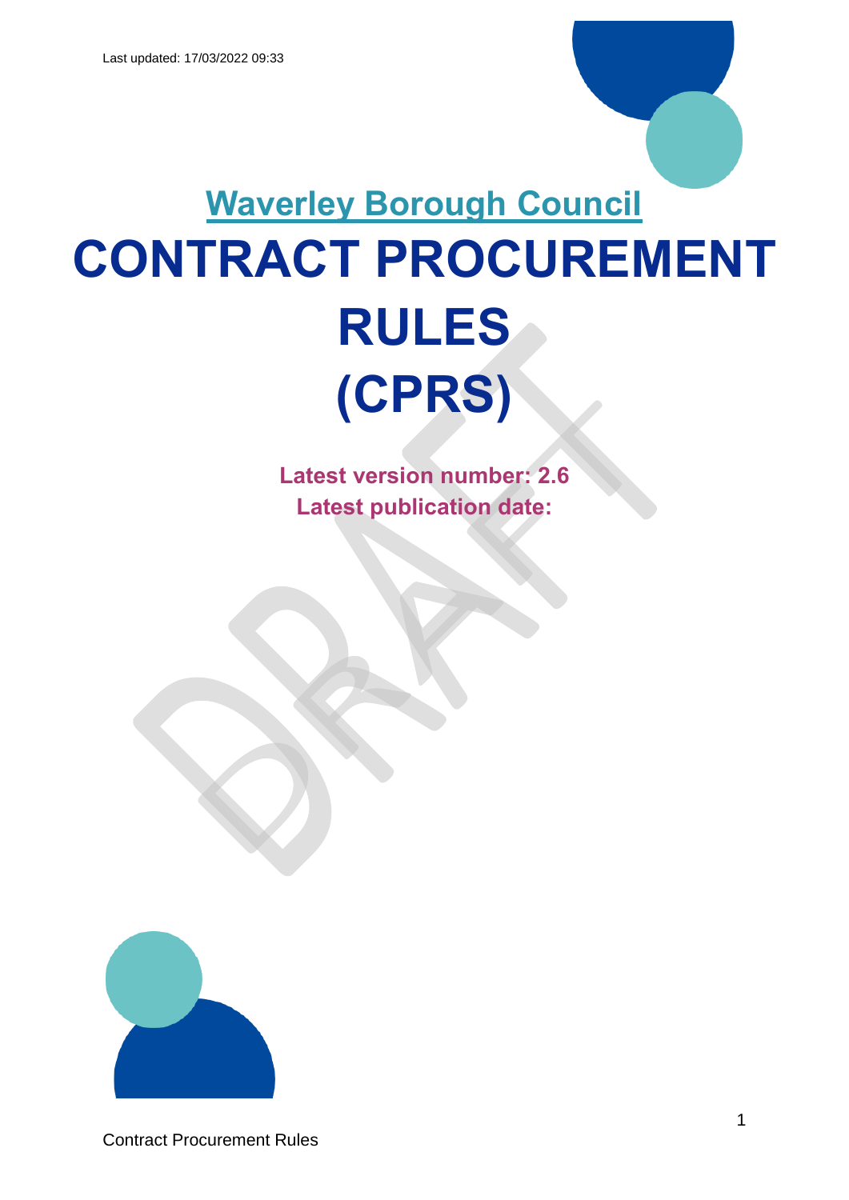Last updated: 17/03/2022 09:33

# Waverley Borough Council

# CONTRACT PROCUREMENT RULES (CPRS)

**Latest version number: 2.6**

**Latest publication date:**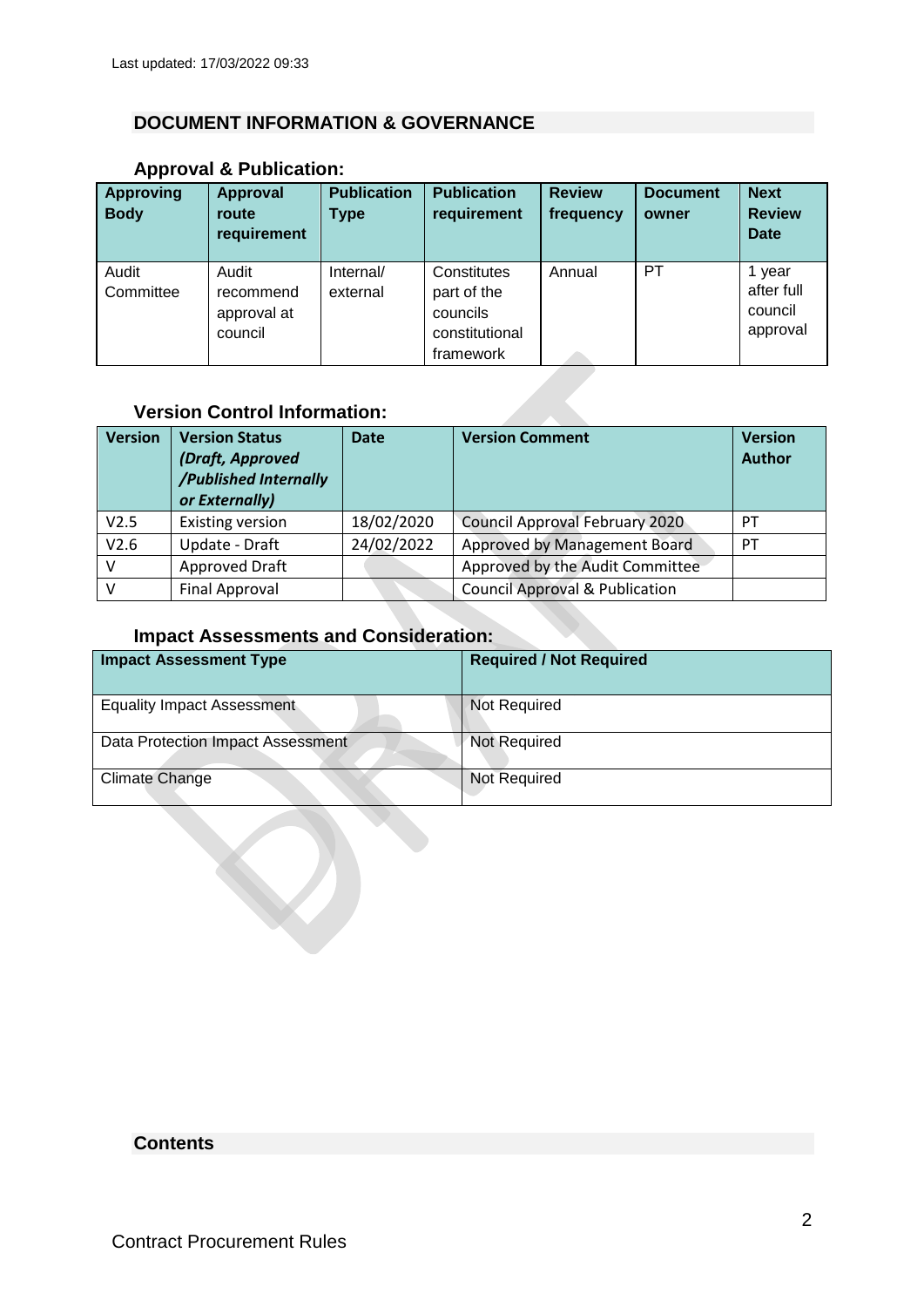Last updated: 17/03/2022 09:33

## DOCUMENT INFORMATION & GOVERNANCE

### Approval & Publication:

| Approving Body | Approval route requirement | Publication Type | Publication requirement | Review frequency | Document owner | Next Review Date |
|---|---|---|---|---|---|---|
| Audit Committee | Audit recommend approval at council | Internal/ external | Constitutes part of the councils constitutional framework | Annual | PT | 1 year after full council approval |

### Version Control Information:

| Version | Version Status *(Draft, Approved /Published Internally or Externally)* | Date | Version Comment | Version Author |
|---|---|---|---|---|
| V2.5 | Existing version | 18/02/2020 | Council Approval February 2020 | PT |
| V2.6 | Update - Draft | 24/02/2022 | Approved by Management Board | PT |
| V | Approved Draft | | Approved by the Audit Committee | |
| V | Final Approval | | Council Approval & Publication | |

### Impact Assessments and Consideration:

| Impact Assessment Type | Required / Not Required |
|---|---|
| Equality Impact Assessment | Not Required |
| Data Protection Impact Assessment | Not Required |
| Climate Change | Not Required |

## Contents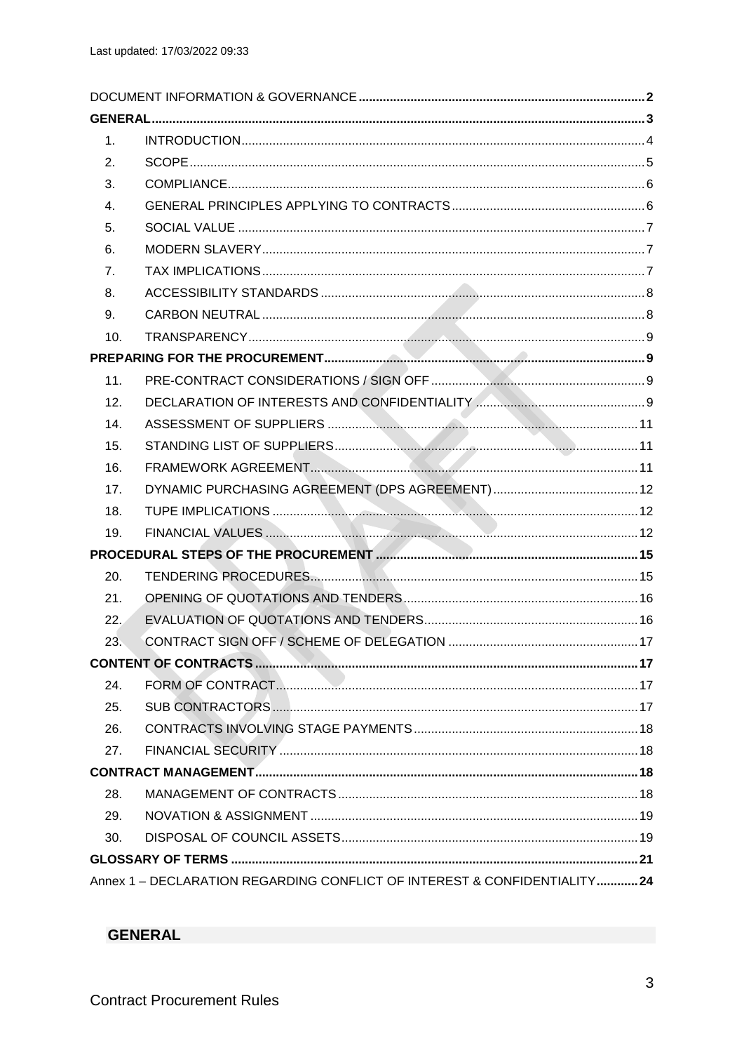Last updated: 17/03/2022 09:33

| | | |
|---|---|---|
| **DOCUMENT INFORMATION & GOVERNANCE** | | **2** |
| **GENERAL** | | **3** |
| 1. | INTRODUCTION | 4 |
| 2. | SCOPE | 5 |
| 3. | COMPLIANCE | 6 |
| 4. | GENERAL PRINCIPLES APPLYING TO CONTRACTS | 6 |
| 5. | SOCIAL VALUE | 7 |
| 6. | MODERN SLAVERY | 7 |
| 7. | TAX IMPLICATIONS | 7 |
| 8. | ACCESSIBILITY STANDARDS | 8 |
| 9. | CARBON NEUTRAL | 8 |
| 10. | TRANSPARENCY | 9 |
| **PREPARING FOR THE PROCUREMENT** | | **9** |
| 11. | PRE-CONTRACT CONSIDERATIONS / SIGN OFF | 9 |
| 12. | DECLARATION OF INTERESTS AND CONFIDENTIALITY | 9 |
| 14. | ASSESSMENT OF SUPPLIERS | 11 |
| 15. | STANDING LIST OF SUPPLIERS | 11 |
| 16. | FRAMEWORK AGREEMENT | 11 |
| 17. | DYNAMIC PURCHASING AGREEMENT (DPS AGREEMENT) | 12 |
| 18. | TUPE IMPLICATIONS | 12 |
| 19. | FINANCIAL VALUES | 12 |
| **PROCEDURAL STEPS OF THE PROCUREMENT** | | **15** |
| 20. | TENDERING PROCEDURES | 15 |
| 21. | OPENING OF QUOTATIONS AND TENDERS | 16 |
| 22. | EVALUATION OF QUOTATIONS AND TENDERS | 16 |
| 23. | CONTRACT SIGN OFF / SCHEME OF DELEGATION | 17 |
| **CONTENT OF CONTRACTS** | | **17** |
| 24. | FORM OF CONTRACT | 17 |
| 25. | SUB CONTRACTORS | 17 |
| 26. | CONTRACTS INVOLVING STAGE PAYMENTS | 18 |
| 27. | FINANCIAL SECURITY | 18 |
| **CONTRACT MANAGEMENT** | | **18** |
| 28. | MANAGEMENT OF CONTRACTS | 18 |
| 29. | NOVATION & ASSIGNMENT | 19 |
| 30. | DISPOSAL OF COUNCIL ASSETS | 19 |
| **GLOSSARY OF TERMS** | | **21** |
| Annex 1 – **DECLARATION REGARDING CONFLICT OF INTEREST & CONFIDENTIALITY** | | **24** |

## GENERAL

Contract Procurement Rules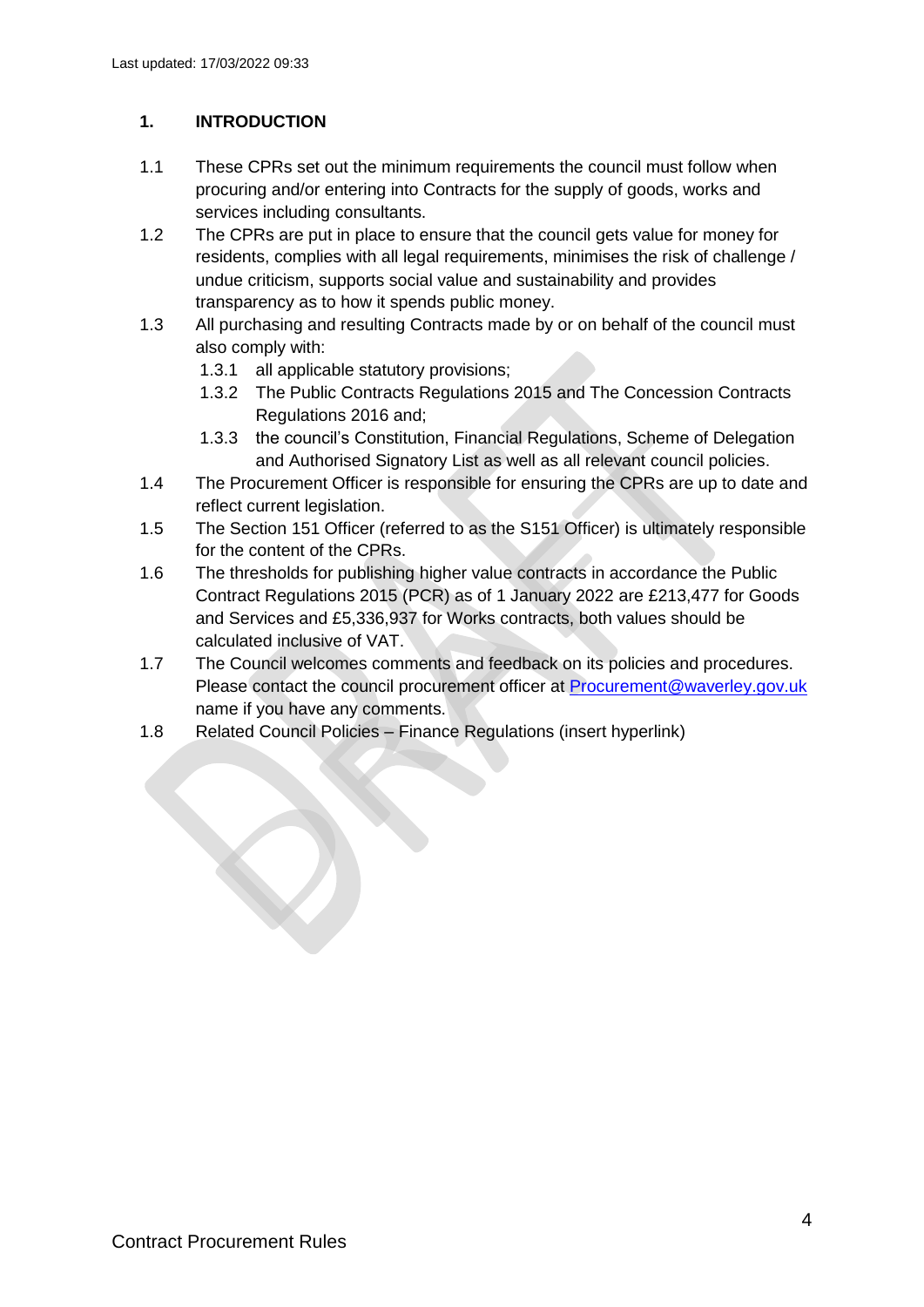## 1. INTRODUCTION

1.1 These CPRs set out the minimum requirements the council must follow when procuring and/or entering into Contracts for the supply of goods, works and services including consultants.

1.2 The CPRs are put in place to ensure that the council gets value for money for residents, complies with all legal requirements, minimises the risk of challenge / undue criticism, supports social value and sustainability and provides transparency as to how it spends public money.

1.3 All purchasing and resulting Contracts made by or on behalf of the council must also comply with:

- 1.3.1 all applicable statutory provisions;
- 1.3.2 The Public Contracts Regulations 2015 and The Concession Contracts Regulations 2016 and;
- 1.3.3 the council's Constitution, Financial Regulations, Scheme of Delegation and Authorised Signatory List as well as all relevant council policies.

1.4 The Procurement Officer is responsible for ensuring the CPRs are up to date and reflect current legislation.

1.5 The Section 151 Officer (referred to as the S151 Officer) is ultimately responsible for the content of the CPRs.

1.6 The thresholds for publishing higher value contracts in accordance the Public Contract Regulations 2015 (PCR) as of 1 January 2022 are £213,477 for Goods and Services and £5,336,937 for Works contracts, both values should be calculated inclusive of VAT.

1.7 The Council welcomes comments and feedback on its policies and procedures. Please contact the council procurement officer at Procurement@waverley.gov.uk name if you have any comments.

1.8 Related Council Policies – Finance Regulations (insert hyperlink)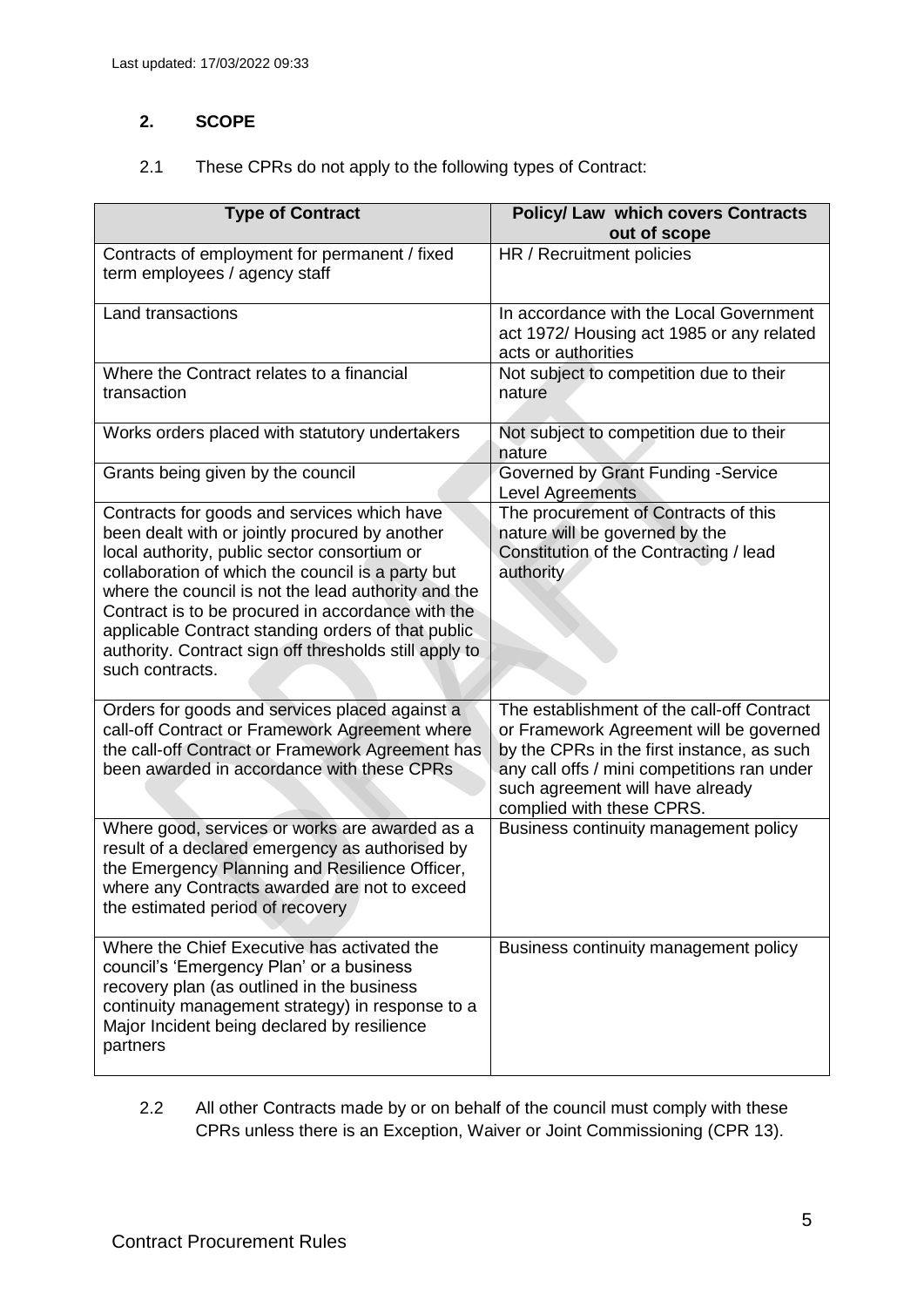## 2. SCOPE

2.1 These CPRs do not apply to the following types of Contract:

| Type of Contract | Policy/ Law which covers Contracts out of scope |
|---|---|
| Contracts of employment for permanent / fixed term employees / agency staff | HR / Recruitment policies |
| Land transactions | In accordance with the Local Government act 1972/ Housing act 1985 or any related acts or authorities |
| Where the Contract relates to a financial transaction | Not subject to competition due to their nature |
| Works orders placed with statutory undertakers | Not subject to competition due to their nature |
| Grants being given by the council | Governed by Grant Funding -Service Level Agreements |
| Contracts for goods and services which have been dealt with or jointly procured by another local authority, public sector consortium or collaboration of which the council is a party but where the council is not the lead authority and the Contract is to be procured in accordance with the applicable Contract standing orders of that public authority. Contract sign off thresholds still apply to such contracts. | The procurement of Contracts of this nature will be governed by the Constitution of the Contracting / lead authority |
| Orders for goods and services placed against a call-off Contract or Framework Agreement where the call-off Contract or Framework Agreement has been awarded in accordance with these CPRs | The establishment of the call-off Contract or Framework Agreement will be governed by the CPRs in the first instance, as such any call offs / mini competitions ran under such agreement will have already complied with these CPRS. |
| Where good, services or works are awarded as a result of a declared emergency as authorised by the Emergency Planning and Resilience Officer, where any Contracts awarded are not to exceed the estimated period of recovery | Business continuity management policy |
| Where the Chief Executive has activated the council's 'Emergency Plan' or a business recovery plan (as outlined in the business continuity management strategy) in response to a Major Incident being declared by resilience partners | Business continuity management policy |

2.2 All other Contracts made by or on behalf of the council must comply with these CPRs unless there is an Exception, Waiver or Joint Commissioning (CPR 13).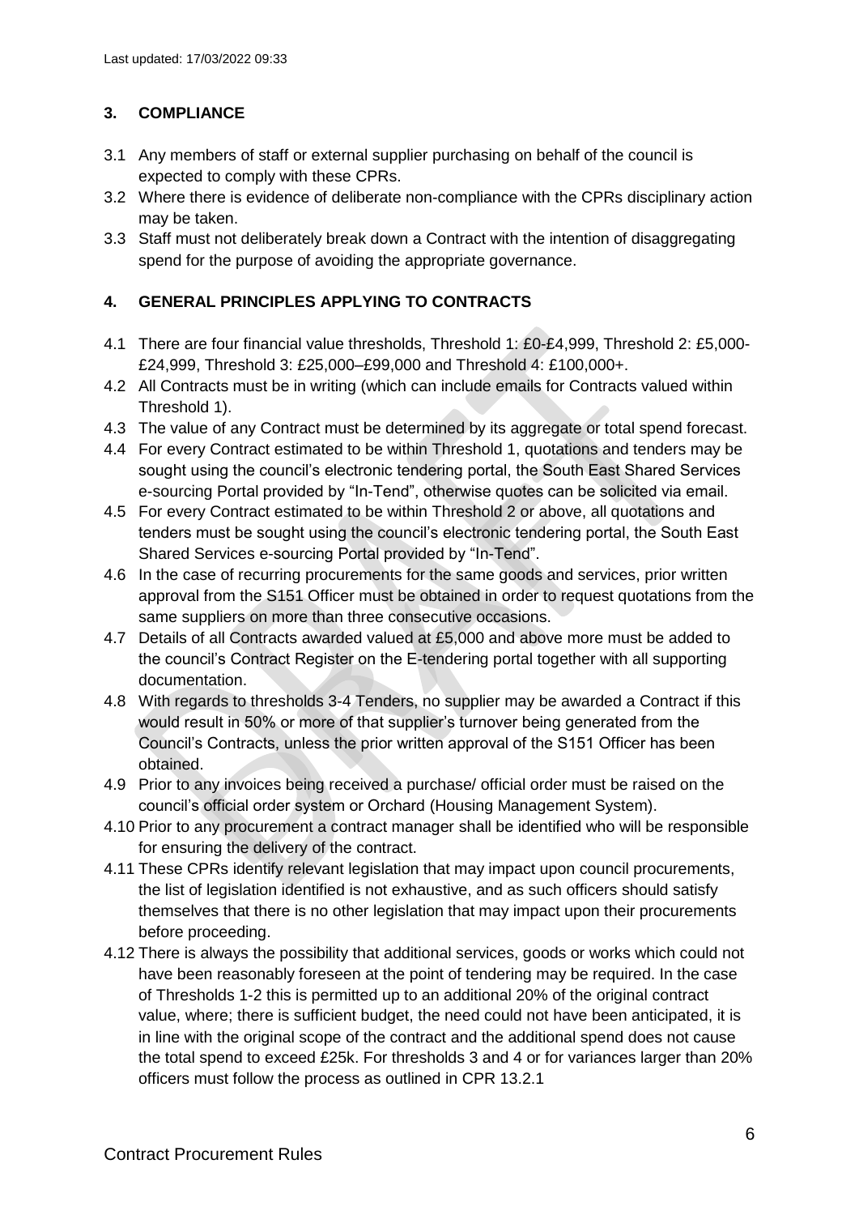## 3. COMPLIANCE

3.1 Any members of staff or external supplier purchasing on behalf of the council is expected to comply with these CPRs.

3.2 Where there is evidence of deliberate non-compliance with the CPRs disciplinary action may be taken.

3.3 Staff must not deliberately break down a Contract with the intention of disaggregating spend for the purpose of avoiding the appropriate governance.

## 4. GENERAL PRINCIPLES APPLYING TO CONTRACTS

4.1 There are four financial value thresholds, Threshold 1: £0-£4,999, Threshold 2: £5,000-£24,999, Threshold 3: £25,000–£99,000 and Threshold 4: £100,000+.

4.2 All Contracts must be in writing (which can include emails for Contracts valued within Threshold 1).

4.3 The value of any Contract must be determined by its aggregate or total spend forecast.

4.4 For every Contract estimated to be within Threshold 1, quotations and tenders may be sought using the council's electronic tendering portal, the South East Shared Services e-sourcing Portal provided by "In-Tend", otherwise quotes can be solicited via email.

4.5 For every Contract estimated to be within Threshold 2 or above, all quotations and tenders must be sought using the council's electronic tendering portal, the South East Shared Services e-sourcing Portal provided by "In-Tend".

4.6 In the case of recurring procurements for the same goods and services, prior written approval from the S151 Officer must be obtained in order to request quotations from the same suppliers on more than three consecutive occasions.

4.7 Details of all Contracts awarded valued at £5,000 and above more must be added to the council's Contract Register on the E-tendering portal together with all supporting documentation.

4.8 With regards to thresholds 3-4 Tenders, no supplier may be awarded a Contract if this would result in 50% or more of that supplier's turnover being generated from the Council's Contracts, unless the prior written approval of the S151 Officer has been obtained.

4.9 Prior to any invoices being received a purchase/ official order must be raised on the council's official order system or Orchard (Housing Management System).

4.10 Prior to any procurement a contract manager shall be identified who will be responsible for ensuring the delivery of the contract.

4.11 These CPRs identify relevant legislation that may impact upon council procurements, the list of legislation identified is not exhaustive, and as such officers should satisfy themselves that there is no other legislation that may impact upon their procurements before proceeding.

4.12 There is always the possibility that additional services, goods or works which could not have been reasonably foreseen at the point of tendering may be required. In the case of Thresholds 1-2 this is permitted up to an additional 20% of the original contract value, where; there is sufficient budget, the need could not have been anticipated, it is in line with the original scope of the contract and the additional spend does not cause the total spend to exceed £25k. For thresholds 3 and 4 or for variances larger than 20% officers must follow the process as outlined in CPR 13.2.1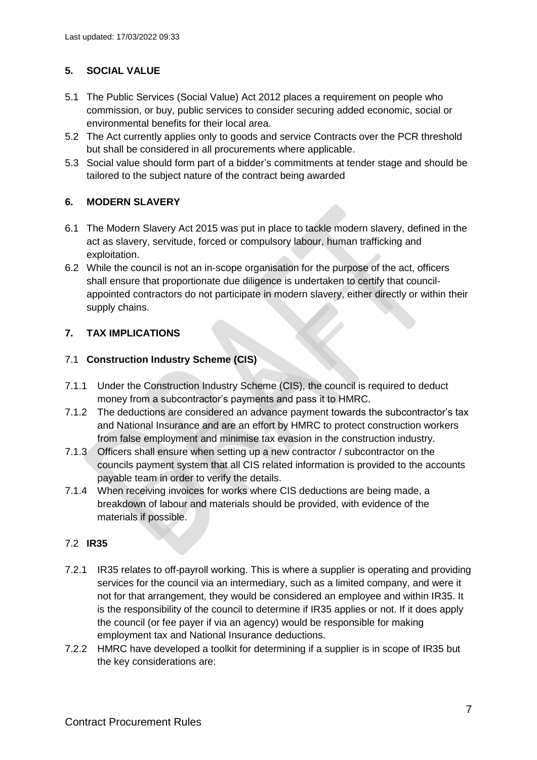## 5. SOCIAL VALUE

5.1 The Public Services (Social Value) Act 2012 places a requirement on people who commission, or buy, public services to consider securing added economic, social or environmental benefits for their local area.

5.2 The Act currently applies only to goods and service Contracts over the PCR threshold but shall be considered in all procurements where applicable.

5.3 Social value should form part of a bidder's commitments at tender stage and should be tailored to the subject nature of the contract being awarded

## 6. MODERN SLAVERY

6.1 The Modern Slavery Act 2015 was put in place to tackle modern slavery, defined in the act as slavery, servitude, forced or compulsory labour, human trafficking and exploitation.

6.2 While the council is not an in-scope organisation for the purpose of the act, officers shall ensure that proportionate due diligence is undertaken to certify that council-appointed contractors do not participate in modern slavery, either directly or within their supply chains.

## 7. TAX IMPLICATIONS

### 7.1 Construction Industry Scheme (CIS)

7.1.1 Under the Construction Industry Scheme (CIS), the council is required to deduct money from a subcontractor's payments and pass it to HMRC.

7.1.2 The deductions are considered an advance payment towards the subcontractor's tax and National Insurance and are an effort by HMRC to protect construction workers from false employment and minimise tax evasion in the construction industry.

7.1.3 Officers shall ensure when setting up a new contractor / subcontractor on the councils payment system that all CIS related information is provided to the accounts payable team in order to verify the details.

7.1.4 When receiving invoices for works where CIS deductions are being made, a breakdown of labour and materials should be provided, with evidence of the materials if possible.

### 7.2 IR35

7.2.1 IR35 relates to off-payroll working. This is where a supplier is operating and providing services for the council via an intermediary, such as a limited company, and were it not for that arrangement, they would be considered an employee and within IR35. It is the responsibility of the council to determine if IR35 applies or not. If it does apply the council (or fee payer if via an agency) would be responsible for making employment tax and National Insurance deductions.

7.2.2 HMRC have developed a toolkit for determining if a supplier is in scope of IR35 but the key considerations are: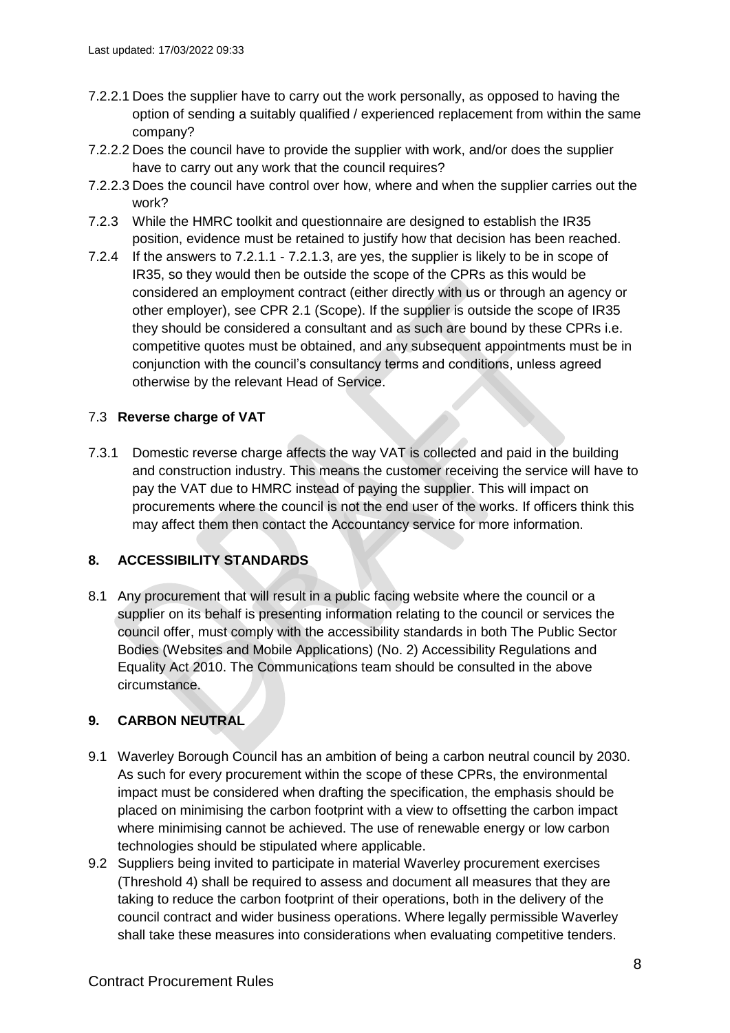7.2.2.1 Does the supplier have to carry out the work personally, as opposed to having the option of sending a suitably qualified / experienced replacement from within the same company?

7.2.2.2 Does the council have to provide the supplier with work, and/or does the supplier have to carry out any work that the council requires?

7.2.2.3 Does the council have control over how, where and when the supplier carries out the work?

7.2.3 While the HMRC toolkit and questionnaire are designed to establish the IR35 position, evidence must be retained to justify how that decision has been reached.

7.2.4 If the answers to 7.2.1.1 - 7.2.1.3, are yes, the supplier is likely to be in scope of IR35, so they would then be outside the scope of the CPRs as this would be considered an employment contract (either directly with us or through an agency or other employer), see CPR 2.1 (Scope). If the supplier is outside the scope of IR35 they should be considered a consultant and as such are bound by these CPRs i.e. competitive quotes must be obtained, and any subsequent appointments must be in conjunction with the council's consultancy terms and conditions, unless agreed otherwise by the relevant Head of Service.

### 7.3 **Reverse charge of VAT**

7.3.1 Domestic reverse charge affects the way VAT is collected and paid in the building and construction industry. This means the customer receiving the service will have to pay the VAT due to HMRC instead of paying the supplier. This will impact on procurements where the council is not the end user of the works. If officers think this may affect them then contact the Accountancy service for more information.

## **8. ACCESSIBILITY STANDARDS**

8.1 Any procurement that will result in a public facing website where the council or a supplier on its behalf is presenting information relating to the council or services the council offer, must comply with the accessibility standards in both The Public Sector Bodies (Websites and Mobile Applications) (No. 2) Accessibility Regulations and Equality Act 2010. The Communications team should be consulted in the above circumstance.

## **9. CARBON NEUTRAL**

9.1 Waverley Borough Council has an ambition of being a carbon neutral council by 2030. As such for every procurement within the scope of these CPRs, the environmental impact must be considered when drafting the specification, the emphasis should be placed on minimising the carbon footprint with a view to offsetting the carbon impact where minimising cannot be achieved. The use of renewable energy or low carbon technologies should be stipulated where applicable.

9.2 Suppliers being invited to participate in material Waverley procurement exercises (Threshold 4) shall be required to assess and document all measures that they are taking to reduce the carbon footprint of their operations, both in the delivery of the council contract and wider business operations. Where legally permissible Waverley shall take these measures into considerations when evaluating competitive tenders.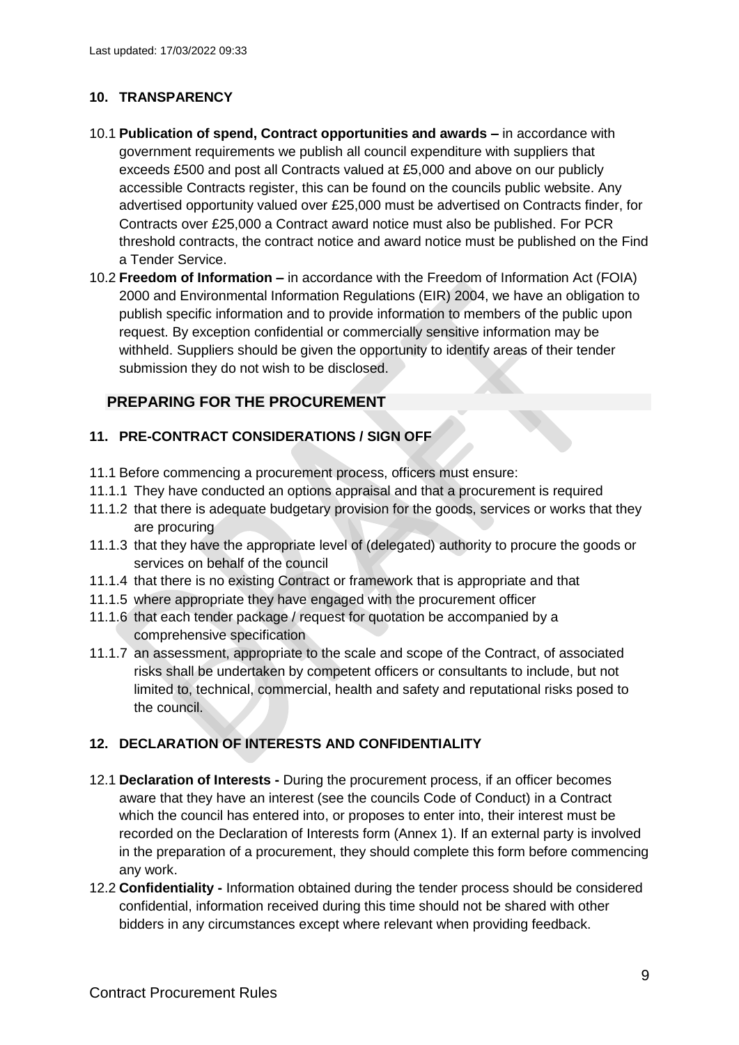## 10. TRANSPARENCY

10.1 **Publication of spend, Contract opportunities and awards –** in accordance with government requirements we publish all council expenditure with suppliers that exceeds £500 and post all Contracts valued at £5,000 and above on our publicly accessible Contracts register, this can be found on the councils public website. Any advertised opportunity valued over £25,000 must be advertised on Contracts finder, for Contracts over £25,000 a Contract award notice must also be published. For PCR threshold contracts, the contract notice and award notice must be published on the Find a Tender Service.

10.2 **Freedom of Information –** in accordance with the Freedom of Information Act (FOIA) 2000 and Environmental Information Regulations (EIR) 2004, we have an obligation to publish specific information and to provide information to members of the public upon request. By exception confidential or commercially sensitive information may be withheld. Suppliers should be given the opportunity to identify areas of their tender submission they do not wish to be disclosed.

# PREPARING FOR THE PROCUREMENT

## 11. PRE-CONTRACT CONSIDERATIONS / SIGN OFF

11.1 Before commencing a procurement process, officers must ensure:

11.1.1 They have conducted an options appraisal and that a procurement is required

11.1.2 that there is adequate budgetary provision for the goods, services or works that they are procuring

11.1.3 that they have the appropriate level of (delegated) authority to procure the goods or services on behalf of the council

11.1.4 that there is no existing Contract or framework that is appropriate and that

11.1.5 where appropriate they have engaged with the procurement officer

11.1.6 that each tender package / request for quotation be accompanied by a comprehensive specification

11.1.7 an assessment, appropriate to the scale and scope of the Contract, of associated risks shall be undertaken by competent officers or consultants to include, but not limited to, technical, commercial, health and safety and reputational risks posed to the council.

## 12. DECLARATION OF INTERESTS AND CONFIDENTIALITY

12.1 **Declaration of Interests -** During the procurement process, if an officer becomes aware that they have an interest (see the councils Code of Conduct) in a Contract which the council has entered into, or proposes to enter into, their interest must be recorded on the Declaration of Interests form (Annex 1). If an external party is involved in the preparation of a procurement, they should complete this form before commencing any work.

12.2 **Confidentiality -** Information obtained during the tender process should be considered confidential, information received during this time should not be shared with other bidders in any circumstances except where relevant when providing feedback.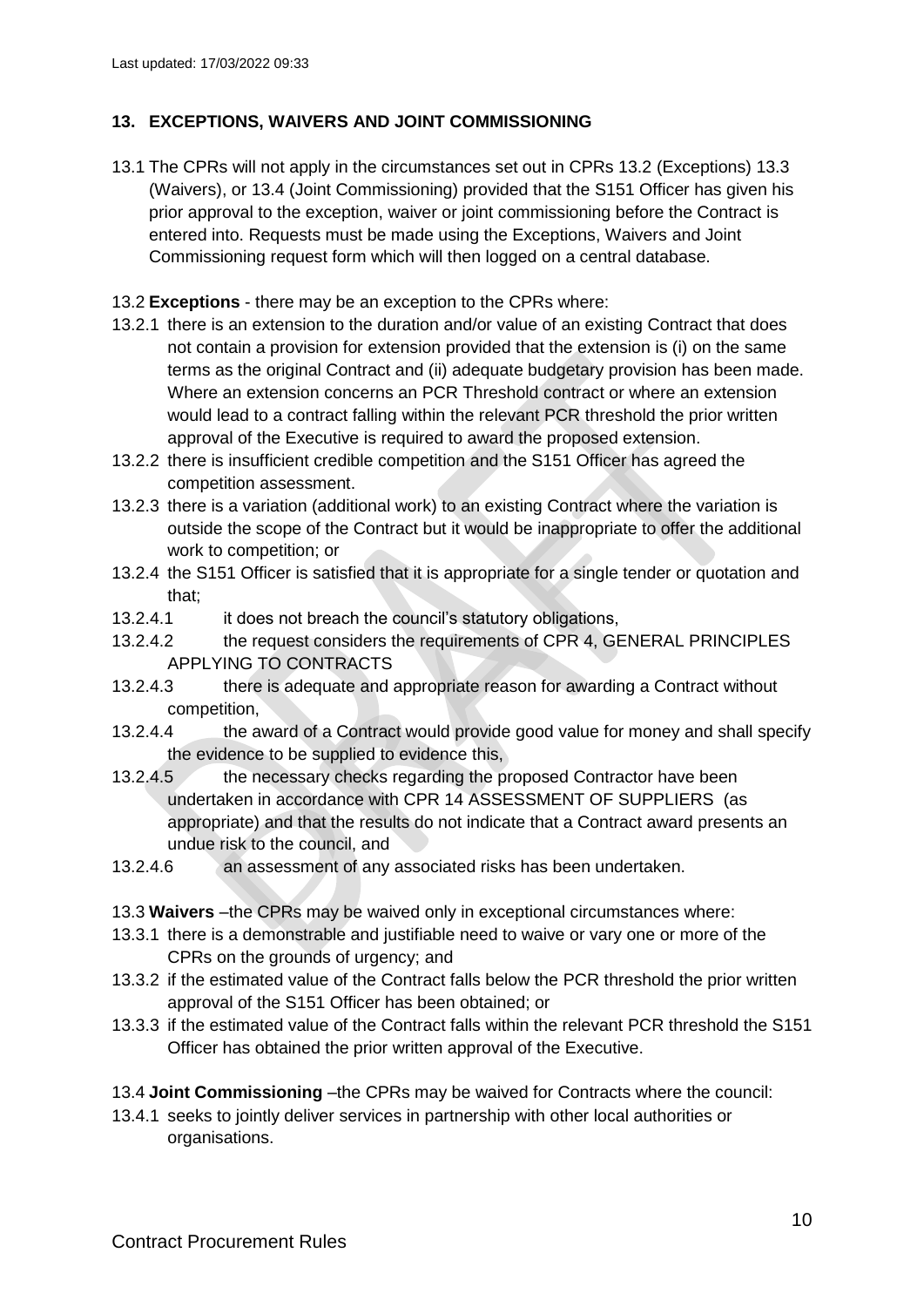## 13. EXCEPTIONS, WAIVERS AND JOINT COMMISSIONING

13.1 The CPRs will not apply in the circumstances set out in CPRs 13.2 (Exceptions) 13.3 (Waivers), or 13.4 (Joint Commissioning) provided that the S151 Officer has given his prior approval to the exception, waiver or joint commissioning before the Contract is entered into. Requests must be made using the Exceptions, Waivers and Joint Commissioning request form which will then logged on a central database.

13.2 **Exceptions** - there may be an exception to the CPRs where:

13.2.1 there is an extension to the duration and/or value of an existing Contract that does not contain a provision for extension provided that the extension is (i) on the same terms as the original Contract and (ii) adequate budgetary provision has been made. Where an extension concerns an PCR Threshold contract or where an extension would lead to a contract falling within the relevant PCR threshold the prior written approval of the Executive is required to award the proposed extension.

13.2.2 there is insufficient credible competition and the S151 Officer has agreed the competition assessment.

13.2.3 there is a variation (additional work) to an existing Contract where the variation is outside the scope of the Contract but it would be inappropriate to offer the additional work to competition; or

13.2.4 the S151 Officer is satisfied that it is appropriate for a single tender or quotation and that;

13.2.4.1 it does not breach the council's statutory obligations,

13.2.4.2 the request considers the requirements of CPR 4, GENERAL PRINCIPLES APPLYING TO CONTRACTS

13.2.4.3 there is adequate and appropriate reason for awarding a Contract without competition,

13.2.4.4 the award of a Contract would provide good value for money and shall specify the evidence to be supplied to evidence this,

13.2.4.5 the necessary checks regarding the proposed Contractor have been undertaken in accordance with CPR 14 ASSESSMENT OF SUPPLIERS (as appropriate) and that the results do not indicate that a Contract award presents an undue risk to the council, and

13.2.4.6 an assessment of any associated risks has been undertaken.

13.3 **Waivers** –the CPRs may be waived only in exceptional circumstances where:

13.3.1 there is a demonstrable and justifiable need to waive or vary one or more of the CPRs on the grounds of urgency; and

13.3.2 if the estimated value of the Contract falls below the PCR threshold the prior written approval of the S151 Officer has been obtained; or

13.3.3 if the estimated value of the Contract falls within the relevant PCR threshold the S151 Officer has obtained the prior written approval of the Executive.

13.4 **Joint Commissioning** –the CPRs may be waived for Contracts where the council:

13.4.1 seeks to jointly deliver services in partnership with other local authorities or organisations.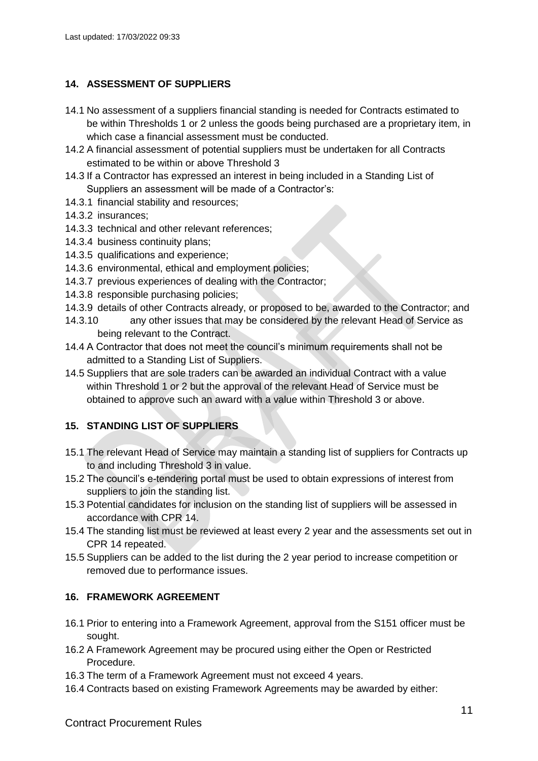## 14. ASSESSMENT OF SUPPLIERS

14.1 No assessment of a suppliers financial standing is needed for Contracts estimated to be within Thresholds 1 or 2 unless the goods being purchased are a proprietary item, in which case a financial assessment must be conducted.

14.2 A financial assessment of potential suppliers must be undertaken for all Contracts estimated to be within or above Threshold 3

14.3 If a Contractor has expressed an interest in being included in a Standing List of Suppliers an assessment will be made of a Contractor's:

14.3.1 financial stability and resources;

14.3.2 insurances;

14.3.3 technical and other relevant references;

14.3.4 business continuity plans;

14.3.5 qualifications and experience;

14.3.6 environmental, ethical and employment policies;

14.3.7 previous experiences of dealing with the Contractor;

14.3.8 responsible purchasing policies;

14.3.9 details of other Contracts already, or proposed to be, awarded to the Contractor; and

14.3.10 any other issues that may be considered by the relevant Head of Service as being relevant to the Contract.

14.4 A Contractor that does not meet the council's minimum requirements shall not be admitted to a Standing List of Suppliers.

14.5 Suppliers that are sole traders can be awarded an individual Contract with a value within Threshold 1 or 2 but the approval of the relevant Head of Service must be obtained to approve such an award with a value within Threshold 3 or above.

## 15. STANDING LIST OF SUPPLIERS

15.1 The relevant Head of Service may maintain a standing list of suppliers for Contracts up to and including Threshold 3 in value.

15.2 The council's e-tendering portal must be used to obtain expressions of interest from suppliers to join the standing list.

15.3 Potential candidates for inclusion on the standing list of suppliers will be assessed in accordance with CPR 14.

15.4 The standing list must be reviewed at least every 2 year and the assessments set out in CPR 14 repeated.

15.5 Suppliers can be added to the list during the 2 year period to increase competition or removed due to performance issues.

## 16. FRAMEWORK AGREEMENT

16.1 Prior to entering into a Framework Agreement, approval from the S151 officer must be sought.

16.2 A Framework Agreement may be procured using either the Open or Restricted Procedure.

16.3 The term of a Framework Agreement must not exceed 4 years.

16.4 Contracts based on existing Framework Agreements may be awarded by either: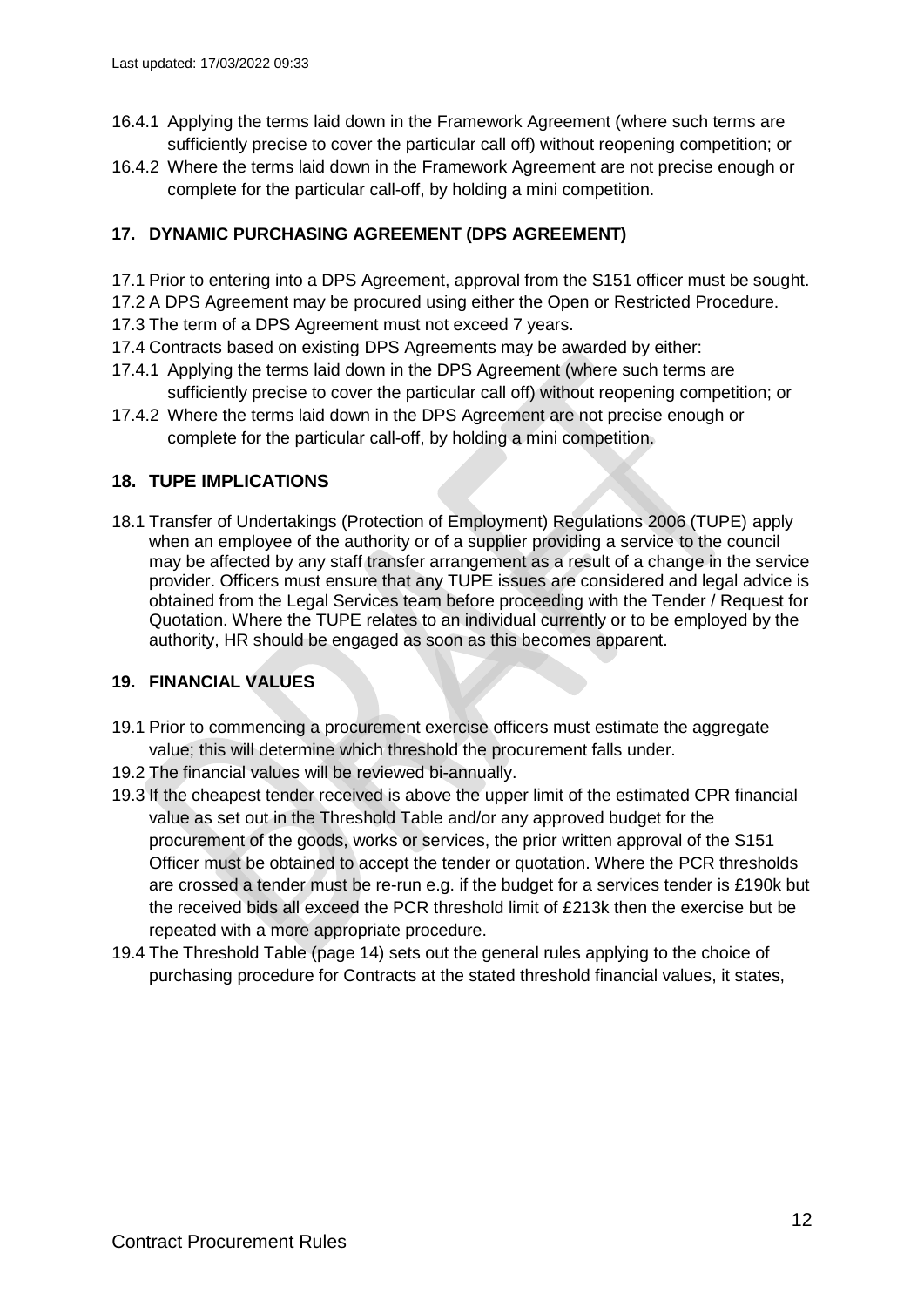16.4.1 Applying the terms laid down in the Framework Agreement (where such terms are sufficiently precise to cover the particular call off) without reopening competition; or

16.4.2 Where the terms laid down in the Framework Agreement are not precise enough or complete for the particular call-off, by holding a mini competition.

## 17. DYNAMIC PURCHASING AGREEMENT (DPS AGREEMENT)

17.1 Prior to entering into a DPS Agreement, approval from the S151 officer must be sought.

17.2 A DPS Agreement may be procured using either the Open or Restricted Procedure.

17.3 The term of a DPS Agreement must not exceed 7 years.

17.4 Contracts based on existing DPS Agreements may be awarded by either:

17.4.1 Applying the terms laid down in the DPS Agreement (where such terms are sufficiently precise to cover the particular call off) without reopening competition; or

17.4.2 Where the terms laid down in the DPS Agreement are not precise enough or complete for the particular call-off, by holding a mini competition.

## 18. TUPE IMPLICATIONS

18.1 Transfer of Undertakings (Protection of Employment) Regulations 2006 (TUPE) apply when an employee of the authority or of a supplier providing a service to the council may be affected by any staff transfer arrangement as a result of a change in the service provider. Officers must ensure that any TUPE issues are considered and legal advice is obtained from the Legal Services team before proceeding with the Tender / Request for Quotation. Where the TUPE relates to an individual currently or to be employed by the authority, HR should be engaged as soon as this becomes apparent.

## 19. FINANCIAL VALUES

19.1 Prior to commencing a procurement exercise officers must estimate the aggregate value; this will determine which threshold the procurement falls under.

19.2 The financial values will be reviewed bi-annually.

19.3 If the cheapest tender received is above the upper limit of the estimated CPR financial value as set out in the Threshold Table and/or any approved budget for the procurement of the goods, works or services, the prior written approval of the S151 Officer must be obtained to accept the tender or quotation. Where the PCR thresholds are crossed a tender must be re-run e.g. if the budget for a services tender is £190k but the received bids all exceed the PCR threshold limit of £213k then the exercise but be repeated with a more appropriate procedure.

19.4 The Threshold Table (page 14) sets out the general rules applying to the choice of purchasing procedure for Contracts at the stated threshold financial values, it states,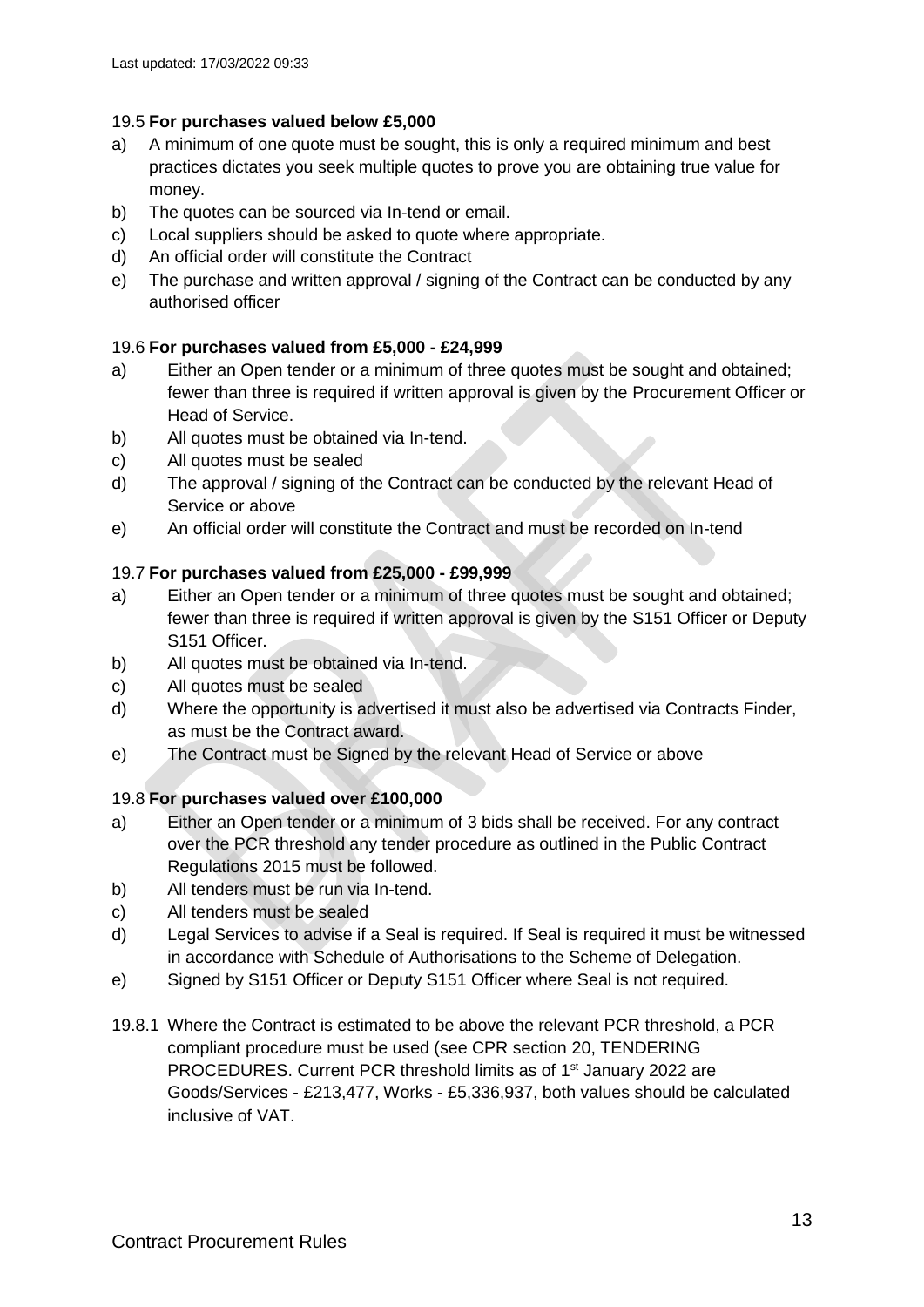Last updated: 17/03/2022 09:33

### 19.5 **For purchases valued below £5,000**

a) A minimum of one quote must be sought, this is only a required minimum and best practices dictates you seek multiple quotes to prove you are obtaining true value for money.
b) The quotes can be sourced via In-tend or email.
c) Local suppliers should be asked to quote where appropriate.
d) An official order will constitute the Contract
e) The purchase and written approval / signing of the Contract can be conducted by any authorised officer

### 19.6 **For purchases valued from £5,000 - £24,999**

a) Either an Open tender or a minimum of three quotes must be sought and obtained; fewer than three is required if written approval is given by the Procurement Officer or Head of Service.
b) All quotes must be obtained via In-tend.
c) All quotes must be sealed
d) The approval / signing of the Contract can be conducted by the relevant Head of Service or above
e) An official order will constitute the Contract and must be recorded on In-tend

### 19.7 **For purchases valued from £25,000 - £99,999**

a) Either an Open tender or a minimum of three quotes must be sought and obtained; fewer than three is required if written approval is given by the S151 Officer or Deputy S151 Officer.
b) All quotes must be obtained via In-tend.
c) All quotes must be sealed
d) Where the opportunity is advertised it must also be advertised via Contracts Finder, as must be the Contract award.
e) The Contract must be Signed by the relevant Head of Service or above

### 19.8 **For purchases valued over £100,000**

a) Either an Open tender or a minimum of 3 bids shall be received. For any contract over the PCR threshold any tender procedure as outlined in the Public Contract Regulations 2015 must be followed.
b) All tenders must be run via In-tend.
c) All tenders must be sealed
d) Legal Services to advise if a Seal is required. If Seal is required it must be witnessed in accordance with Schedule of Authorisations to the Scheme of Delegation.
e) Signed by S151 Officer or Deputy S151 Officer where Seal is not required.

19.8.1 Where the Contract is estimated to be above the relevant PCR threshold, a PCR compliant procedure must be used (see CPR section 20, TENDERING PROCEDURES. Current PCR threshold limits as of 1st January 2022 are Goods/Services - £213,477, Works - £5,336,937, both values should be calculated inclusive of VAT.

Contract Procurement Rules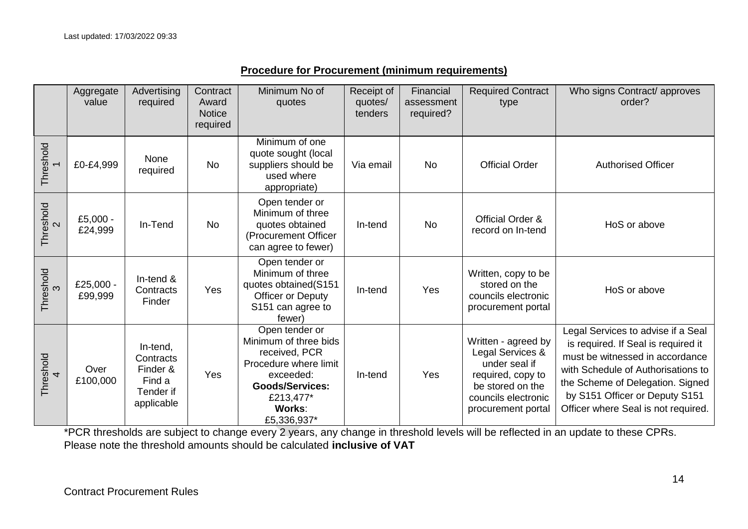Last updated: 17/03/2022 09:33

## Procedure for Procurement (minimum requirements)

| | Aggregate value | Advertising required | Contract Award Notice required | Minimum No of quotes | Receipt of quotes/ tenders | Financial assessment required? | Required Contract type | Who signs Contract/ approves order? |
|---|---|---|---|---|---|---|---|---|
| Threshold 1 | £0-£4,999 | None required | No | Minimum of one quote sought (local suppliers should be used where appropriate) | Via email | No | Official Order | Authorised Officer |
| Threshold 2 | £5,000 - £24,999 | In-Tend | No | Open tender or Minimum of three quotes obtained (Procurement Officer can agree to fewer) | In-tend | No | Official Order & record on In-tend | HoS or above |
| Threshold 3 | £25,000 - £99,999 | In-tend & Contracts Finder | Yes | Open tender or Minimum of three quotes obtained(S151 Officer or Deputy S151 can agree to fewer) | In-tend | Yes | Written, copy to be stored on the councils electronic procurement portal | HoS or above |
| Threshold 4 | Over £100,000 | In-tend, Contracts Finder & Find a Tender if applicable | Yes | Open tender or Minimum of three bids received, PCR Procedure where limit exceeded: **Goods/Services:** £213,477* **Works**: £5,336,937* | In-tend | Yes | Written - agreed by Legal Services & under seal if required, copy to be stored on the councils electronic procurement portal | Legal Services to advise if a Seal is required. If Seal is required it must be witnessed in accordance with Schedule of Authorisations to the Scheme of Delegation. Signed by S151 Officer or Deputy S151 Officer where Seal is not required. |

*PCR thresholds are subject to change every 2 years, any change in threshold levels will be reflected in an update to these CPRs.
Please note the threshold amounts should be calculated **inclusive of VAT**

Contract Procurement Rules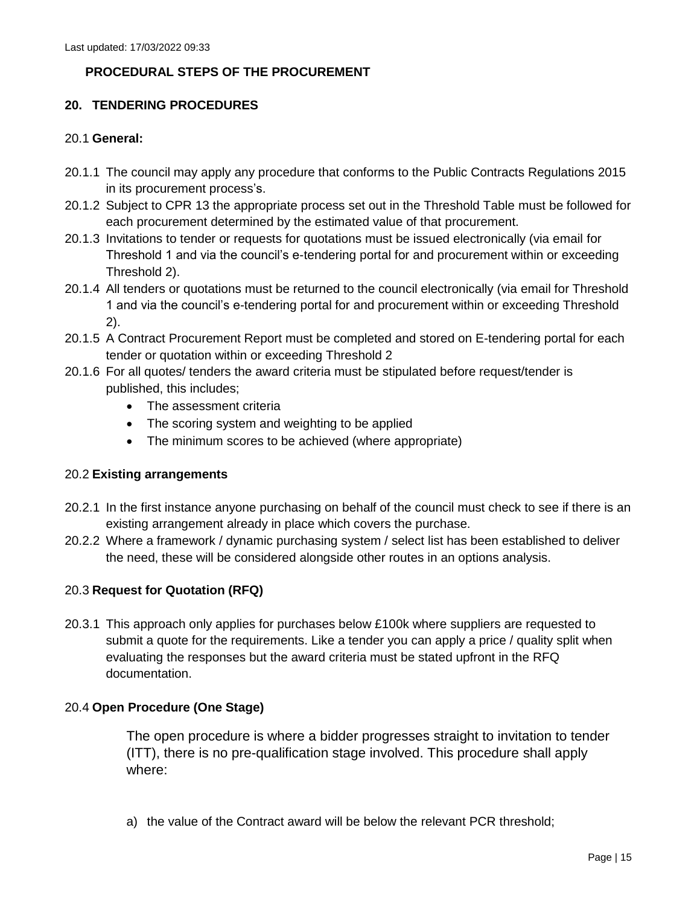**PROCEDURAL STEPS OF THE PROCUREMENT**

## 20. TENDERING PROCEDURES

### 20.1 General:

20.1.1 The council may apply any procedure that conforms to the Public Contracts Regulations 2015 in its procurement process's.

20.1.2 Subject to CPR 13 the appropriate process set out in the Threshold Table must be followed for each procurement determined by the estimated value of that procurement.

20.1.3 Invitations to tender or requests for quotations must be issued electronically (via email for Threshold 1 and via the council's e-tendering portal for and procurement within or exceeding Threshold 2).

20.1.4 All tenders or quotations must be returned to the council electronically (via email for Threshold 1 and via the council's e-tendering portal for and procurement within or exceeding Threshold 2).

20.1.5 A Contract Procurement Report must be completed and stored on E-tendering portal for each tender or quotation within or exceeding Threshold 2

20.1.6 For all quotes/ tenders the award criteria must be stipulated before request/tender is published, this includes;

- The assessment criteria
- The scoring system and weighting to be applied
- The minimum scores to be achieved (where appropriate)

### 20.2 Existing arrangements

20.2.1 In the first instance anyone purchasing on behalf of the council must check to see if there is an existing arrangement already in place which covers the purchase.

20.2.2 Where a framework / dynamic purchasing system / select list has been established to deliver the need, these will be considered alongside other routes in an options analysis.

### 20.3 Request for Quotation (RFQ)

20.3.1 This approach only applies for purchases below £100k where suppliers are requested to submit a quote for the requirements. Like a tender you can apply a price / quality split when evaluating the responses but the award criteria must be stated upfront in the RFQ documentation.

### 20.4 Open Procedure (One Stage)

The open procedure is where a bidder progresses straight to invitation to tender (ITT), there is no pre-qualification stage involved. This procedure shall apply where:

a) the value of the Contract award will be below the relevant PCR threshold;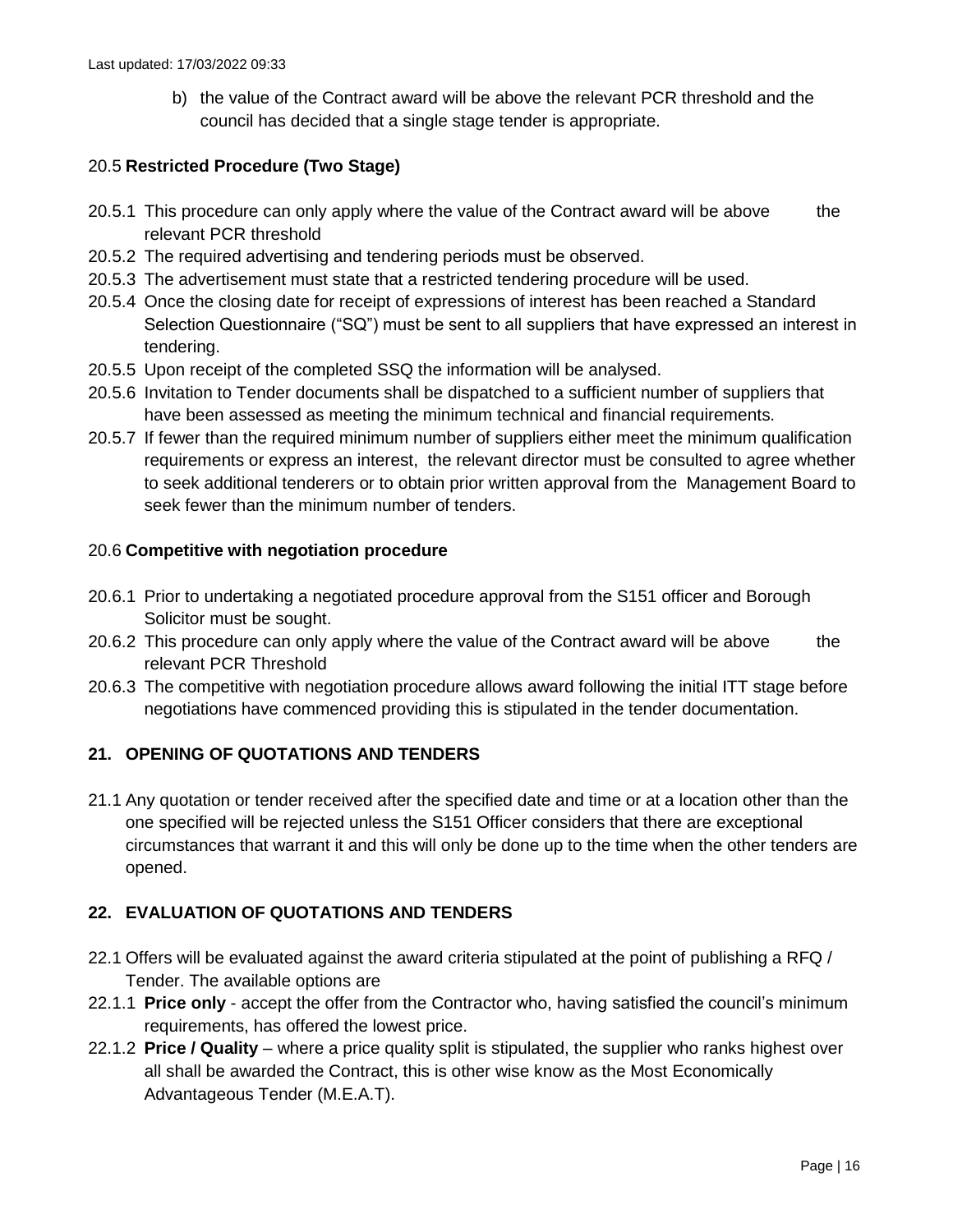b) the value of the Contract award will be above the relevant PCR threshold and the council has decided that a single stage tender is appropriate.

### 20.5 **Restricted Procedure (Two Stage)**

20.5.1 This procedure can only apply where the value of the Contract award will be above the relevant PCR threshold

20.5.2 The required advertising and tendering periods must be observed.

20.5.3 The advertisement must state that a restricted tendering procedure will be used.

20.5.4 Once the closing date for receipt of expressions of interest has been reached a Standard Selection Questionnaire ("SQ") must be sent to all suppliers that have expressed an interest in tendering.

20.5.5 Upon receipt of the completed SSQ the information will be analysed.

20.5.6 Invitation to Tender documents shall be dispatched to a sufficient number of suppliers that have been assessed as meeting the minimum technical and financial requirements.

20.5.7 If fewer than the required minimum number of suppliers either meet the minimum qualification requirements or express an interest, the relevant director must be consulted to agree whether to seek additional tenderers or to obtain prior written approval from the Management Board to seek fewer than the minimum number of tenders.

### 20.6 **Competitive with negotiation procedure**

20.6.1 Prior to undertaking a negotiated procedure approval from the S151 officer and Borough Solicitor must be sought.

20.6.2 This procedure can only apply where the value of the Contract award will be above the relevant PCR Threshold

20.6.3 The competitive with negotiation procedure allows award following the initial ITT stage before negotiations have commenced providing this is stipulated in the tender documentation.

## 21. OPENING OF QUOTATIONS AND TENDERS

21.1 Any quotation or tender received after the specified date and time or at a location other than the one specified will be rejected unless the S151 Officer considers that there are exceptional circumstances that warrant it and this will only be done up to the time when the other tenders are opened.

## 22. EVALUATION OF QUOTATIONS AND TENDERS

22.1 Offers will be evaluated against the award criteria stipulated at the point of publishing a RFQ / Tender. The available options are

22.1.1 **Price only** - accept the offer from the Contractor who, having satisfied the council's minimum requirements, has offered the lowest price.

22.1.2 **Price / Quality** – where a price quality split is stipulated, the supplier who ranks highest over all shall be awarded the Contract, this is other wise know as the Most Economically Advantageous Tender (M.E.A.T).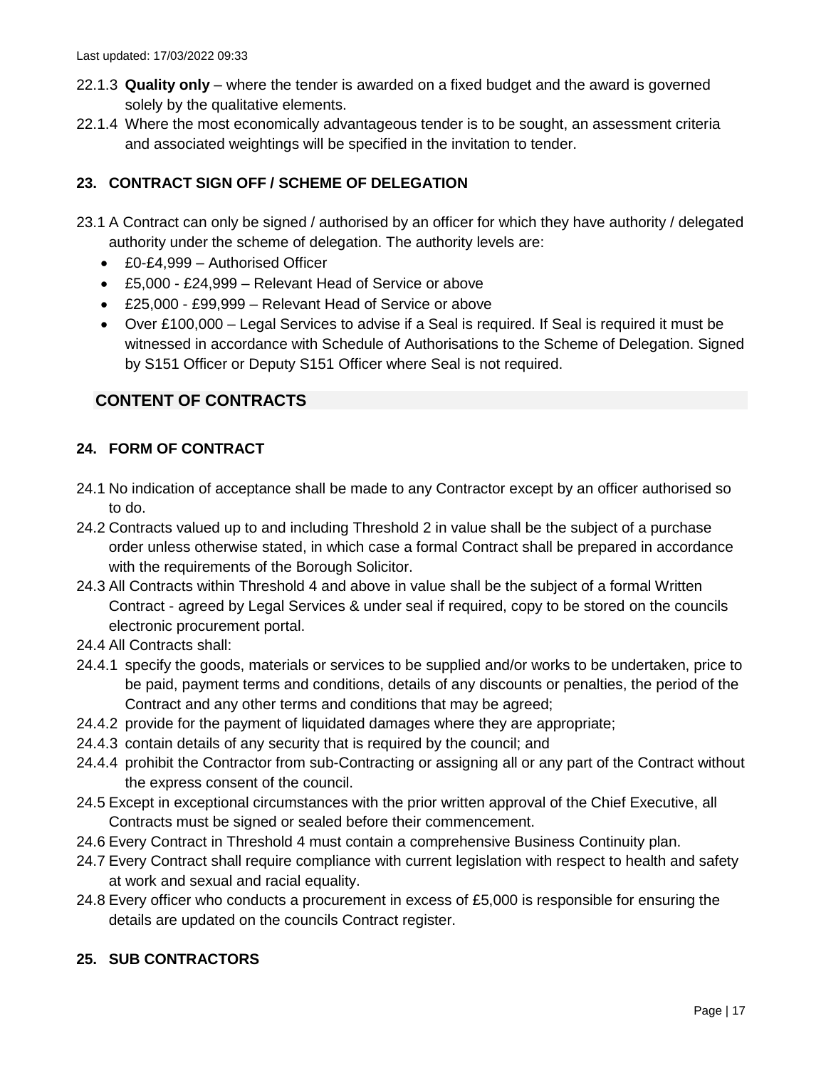22.1.3 **Quality only** – where the tender is awarded on a fixed budget and the award is governed solely by the qualitative elements.

22.1.4 Where the most economically advantageous tender is to be sought, an assessment criteria and associated weightings will be specified in the invitation to tender.

### 23. CONTRACT SIGN OFF / SCHEME OF DELEGATION

23.1 A Contract can only be signed / authorised by an officer for which they have authority / delegated authority under the scheme of delegation. The authority levels are:

- £0-£4,999 – Authorised Officer
- £5,000 - £24,999 – Relevant Head of Service or above
- £25,000 - £99,999 – Relevant Head of Service or above
- Over £100,000 – Legal Services to advise if a Seal is required. If Seal is required it must be witnessed in accordance with Schedule of Authorisations to the Scheme of Delegation. Signed by S151 Officer or Deputy S151 Officer where Seal is not required.

## CONTENT OF CONTRACTS

### 24. FORM OF CONTRACT

24.1 No indication of acceptance shall be made to any Contractor except by an officer authorised so to do.

24.2 Contracts valued up to and including Threshold 2 in value shall be the subject of a purchase order unless otherwise stated, in which case a formal Contract shall be prepared in accordance with the requirements of the Borough Solicitor.

24.3 All Contracts within Threshold 4 and above in value shall be the subject of a formal Written Contract - agreed by Legal Services & under seal if required, copy to be stored on the councils electronic procurement portal.

24.4 All Contracts shall:

24.4.1 specify the goods, materials or services to be supplied and/or works to be undertaken, price to be paid, payment terms and conditions, details of any discounts or penalties, the period of the Contract and any other terms and conditions that may be agreed;

24.4.2 provide for the payment of liquidated damages where they are appropriate;

24.4.3 contain details of any security that is required by the council; and

24.4.4 prohibit the Contractor from sub-Contracting or assigning all or any part of the Contract without the express consent of the council.

24.5 Except in exceptional circumstances with the prior written approval of the Chief Executive, all Contracts must be signed or sealed before their commencement.

24.6 Every Contract in Threshold 4 must contain a comprehensive Business Continuity plan.

24.7 Every Contract shall require compliance with current legislation with respect to health and safety at work and sexual and racial equality.

24.8 Every officer who conducts a procurement in excess of £5,000 is responsible for ensuring the details are updated on the councils Contract register.

### 25. SUB CONTRACTORS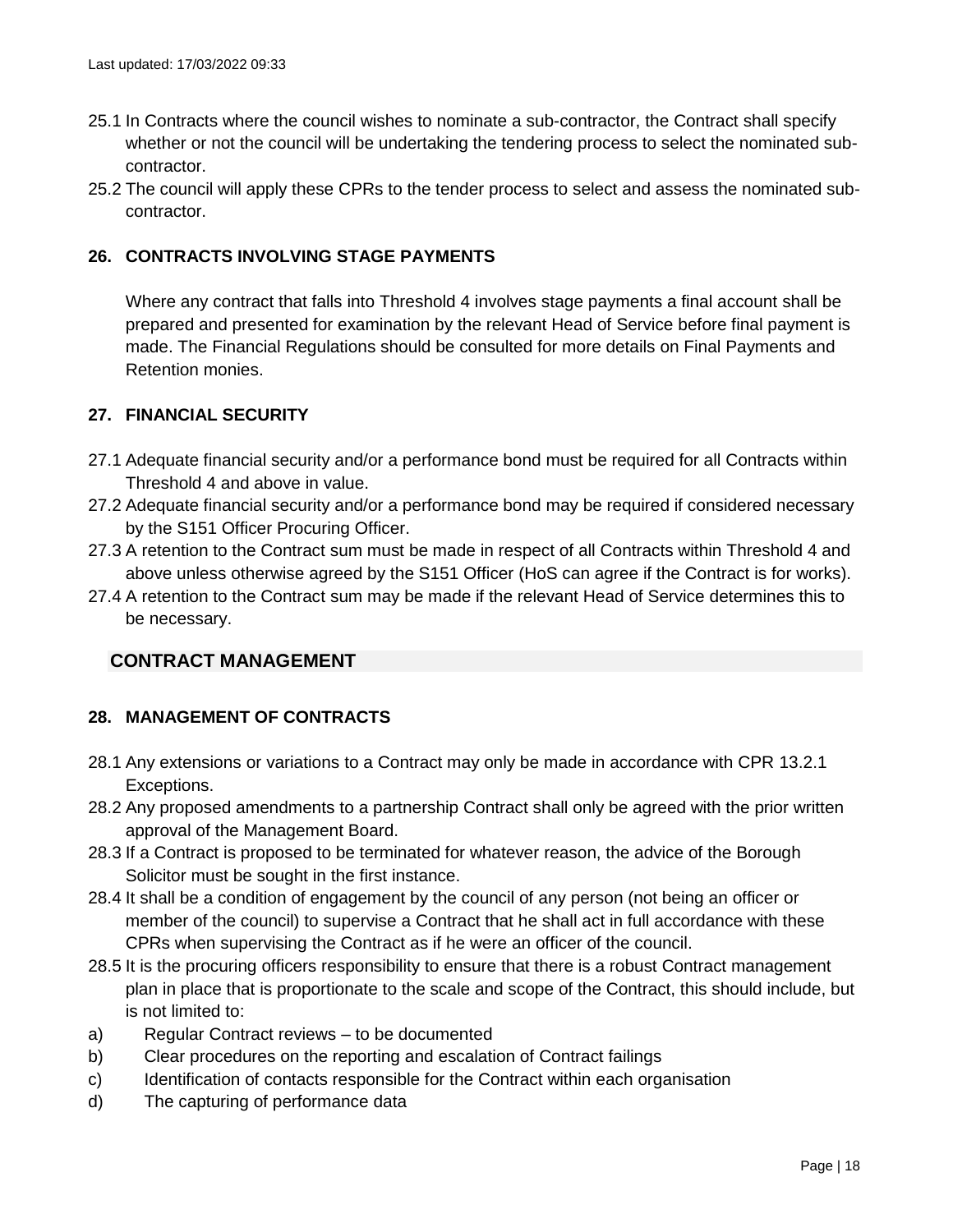Last updated: 17/03/2022 09:33

25.1 In Contracts where the council wishes to nominate a sub-contractor, the Contract shall specify whether or not the council will be undertaking the tendering process to select the nominated sub-contractor.

25.2 The council will apply these CPRs to the tender process to select and assess the nominated sub-contractor.

### 26. CONTRACTS INVOLVING STAGE PAYMENTS

Where any contract that falls into Threshold 4 involves stage payments a final account shall be prepared and presented for examination by the relevant Head of Service before final payment is made. The Financial Regulations should be consulted for more details on Final Payments and Retention monies.

### 27. FINANCIAL SECURITY

27.1 Adequate financial security and/or a performance bond must be required for all Contracts within Threshold 4 and above in value.

27.2 Adequate financial security and/or a performance bond may be required if considered necessary by the S151 Officer Procuring Officer.

27.3 A retention to the Contract sum must be made in respect of all Contracts within Threshold 4 and above unless otherwise agreed by the S151 Officer (HoS can agree if the Contract is for works).

27.4 A retention to the Contract sum may be made if the relevant Head of Service determines this to be necessary.

## CONTRACT MANAGEMENT

### 28. MANAGEMENT OF CONTRACTS

28.1 Any extensions or variations to a Contract may only be made in accordance with CPR 13.2.1 Exceptions.

28.2 Any proposed amendments to a partnership Contract shall only be agreed with the prior written approval of the Management Board.

28.3 If a Contract is proposed to be terminated for whatever reason, the advice of the Borough Solicitor must be sought in the first instance.

28.4 It shall be a condition of engagement by the council of any person (not being an officer or member of the council) to supervise a Contract that he shall act in full accordance with these CPRs when supervising the Contract as if he were an officer of the council.

28.5 It is the procuring officers responsibility to ensure that there is a robust Contract management plan in place that is proportionate to the scale and scope of the Contract, this should include, but is not limited to:

a) Regular Contract reviews – to be documented
b) Clear procedures on the reporting and escalation of Contract failings
c) Identification of contacts responsible for the Contract within each organisation
d) The capturing of performance data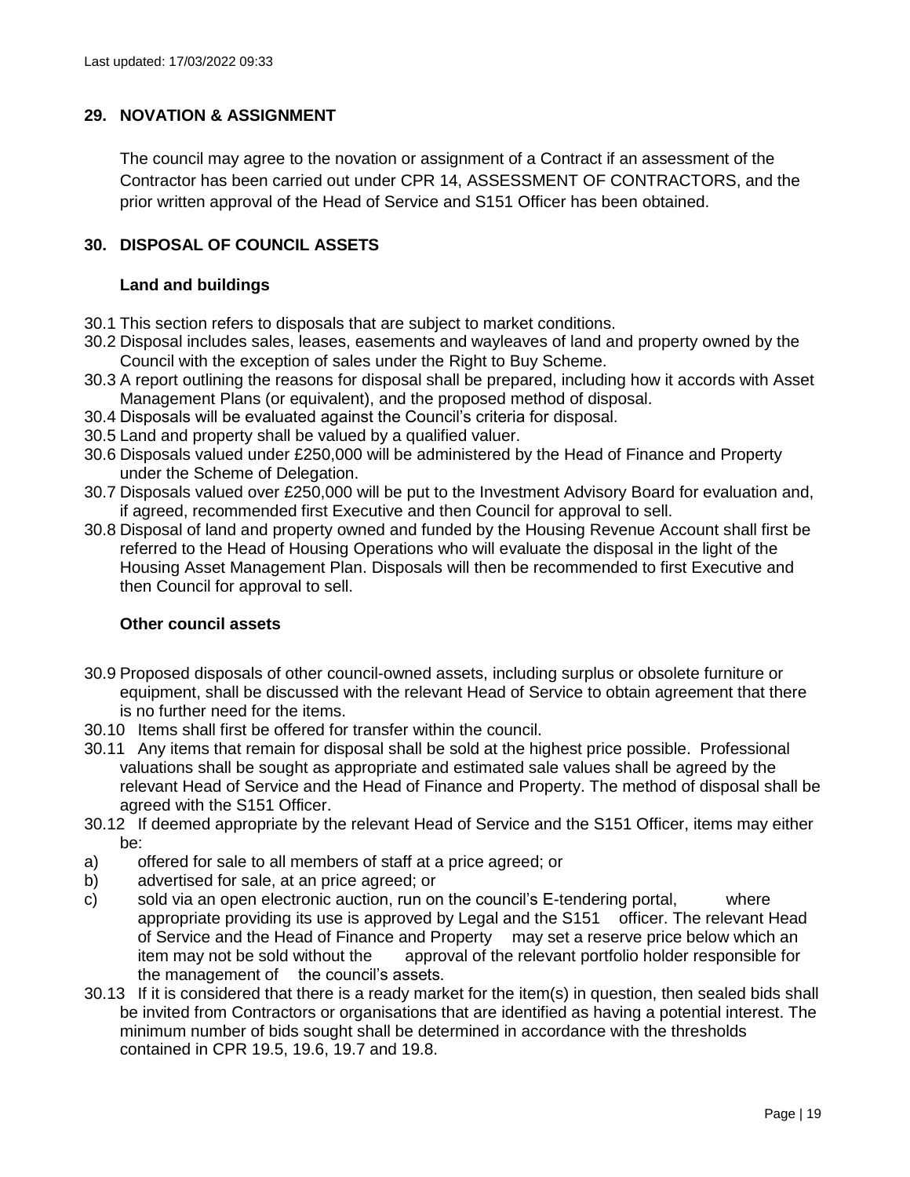## 29. NOVATION & ASSIGNMENT

The council may agree to the novation or assignment of a Contract if an assessment of the Contractor has been carried out under CPR 14, ASSESSMENT OF CONTRACTORS, and the prior written approval of the Head of Service and S151 Officer has been obtained.

## 30. DISPOSAL OF COUNCIL ASSETS

### Land and buildings

30.1 This section refers to disposals that are subject to market conditions.

30.2 Disposal includes sales, leases, easements and wayleaves of land and property owned by the Council with the exception of sales under the Right to Buy Scheme.

30.3 A report outlining the reasons for disposal shall be prepared, including how it accords with Asset Management Plans (or equivalent), and the proposed method of disposal.

30.4 Disposals will be evaluated against the Council's criteria for disposal.

30.5 Land and property shall be valued by a qualified valuer.

30.6 Disposals valued under £250,000 will be administered by the Head of Finance and Property under the Scheme of Delegation.

30.7 Disposals valued over £250,000 will be put to the Investment Advisory Board for evaluation and, if agreed, recommended first Executive and then Council for approval to sell.

30.8 Disposal of land and property owned and funded by the Housing Revenue Account shall first be referred to the Head of Housing Operations who will evaluate the disposal in the light of the Housing Asset Management Plan. Disposals will then be recommended to first Executive and then Council for approval to sell.

### Other council assets

30.9 Proposed disposals of other council-owned assets, including surplus or obsolete furniture or equipment, shall be discussed with the relevant Head of Service to obtain agreement that there is no further need for the items.

30.10 Items shall first be offered for transfer within the council.

30.11 Any items that remain for disposal shall be sold at the highest price possible. Professional valuations shall be sought as appropriate and estimated sale values shall be agreed by the relevant Head of Service and the Head of Finance and Property. The method of disposal shall be agreed with the S151 Officer.

30.12 If deemed appropriate by the relevant Head of Service and the S151 Officer, items may either be:

a) offered for sale to all members of staff at a price agreed; or
b) advertised for sale, at an price agreed; or
c) sold via an open electronic auction, run on the council's E-tendering portal, where appropriate providing its use is approved by Legal and the S151 officer. The relevant Head of Service and the Head of Finance and Property may set a reserve price below which an item may not be sold without the approval of the relevant portfolio holder responsible for the management of the council's assets.

30.13 If it is considered that there is a ready market for the item(s) in question, then sealed bids shall be invited from Contractors or organisations that are identified as having a potential interest. The minimum number of bids sought shall be determined in accordance with the thresholds contained in CPR 19.5, 19.6, 19.7 and 19.8.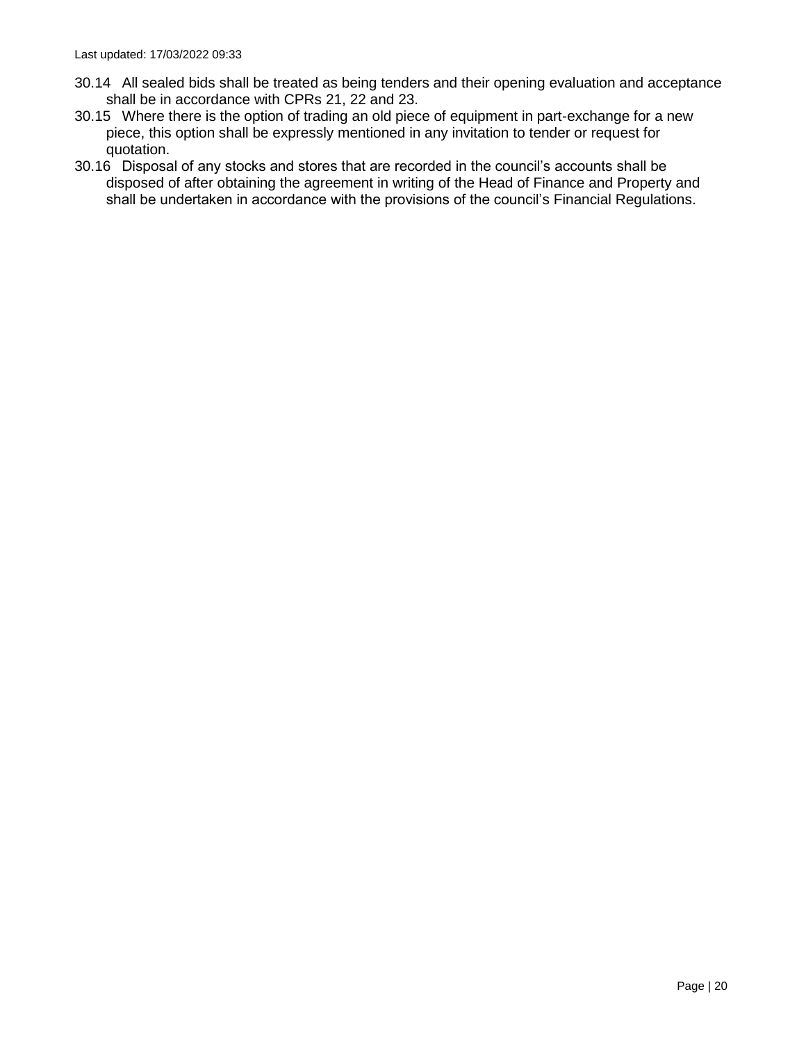30.14 All sealed bids shall be treated as being tenders and their opening evaluation and acceptance shall be in accordance with CPRs 21, 22 and 23.

30.15 Where there is the option of trading an old piece of equipment in part-exchange for a new piece, this option shall be expressly mentioned in any invitation to tender or request for quotation.

30.16 Disposal of any stocks and stores that are recorded in the council's accounts shall be disposed of after obtaining the agreement in writing of the Head of Finance and Property and shall be undertaken in accordance with the provisions of the council's Financial Regulations.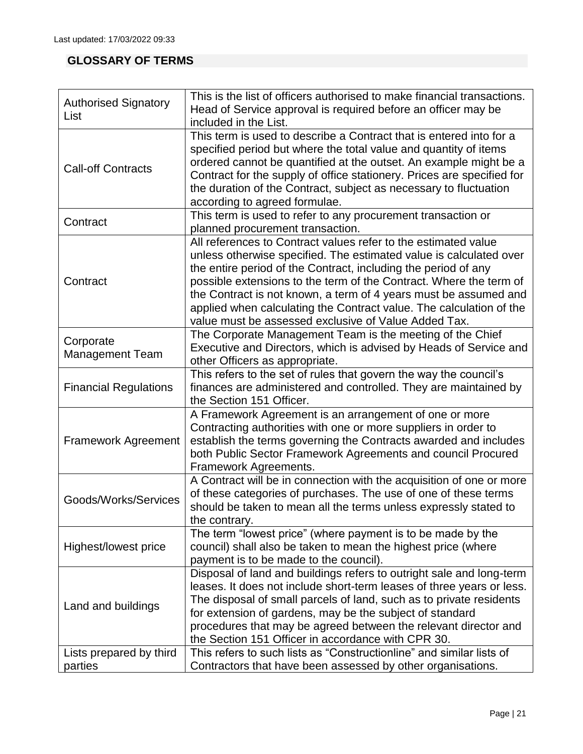Last updated: 17/03/2022 09:33

## GLOSSARY OF TERMS

| | |
|---|---|
| Authorised Signatory List | This is the list of officers authorised to make financial transactions. Head of Service approval is required before an officer may be included in the List. |
| Call-off Contracts | This term is used to describe a Contract that is entered into for a specified period but where the total value and quantity of items ordered cannot be quantified at the outset. An example might be a Contract for the supply of office stationery. Prices are specified for the duration of the Contract, subject as necessary to fluctuation according to agreed formulae. |
| Contract | This term is used to refer to any procurement transaction or planned procurement transaction. |
| Contract | All references to Contract values refer to the estimated value unless otherwise specified. The estimated value is calculated over the entire period of the Contract, including the period of any possible extensions to the term of the Contract. Where the term of the Contract is not known, a term of 4 years must be assumed and applied when calculating the Contract value. The calculation of the value must be assessed exclusive of Value Added Tax. |
| Corporate Management Team | The Corporate Management Team is the meeting of the Chief Executive and Directors, which is advised by Heads of Service and other Officers as appropriate. |
| Financial Regulations | This refers to the set of rules that govern the way the council's finances are administered and controlled. They are maintained by the Section 151 Officer. |
| Framework Agreement | A Framework Agreement is an arrangement of one or more Contracting authorities with one or more suppliers in order to establish the terms governing the Contracts awarded and includes both Public Sector Framework Agreements and council Procured Framework Agreements. |
| Goods/Works/Services | A Contract will be in connection with the acquisition of one or more of these categories of purchases. The use of one of these terms should be taken to mean all the terms unless expressly stated to the contrary. |
| Highest/lowest price | The term "lowest price" (where payment is to be made by the council) shall also be taken to mean the highest price (where payment is to be made to the council). |
| Land and buildings | Disposal of land and buildings refers to outright sale and long-term leases. It does not include short-term leases of three years or less. The disposal of small parcels of land, such as to private residents for extension of gardens, may be the subject of standard procedures that may be agreed between the relevant director and the Section 151 Officer in accordance with CPR 30. |
| Lists prepared by third parties | This refers to such lists as "Constructionline" and similar lists of Contractors that have been assessed by other organisations. |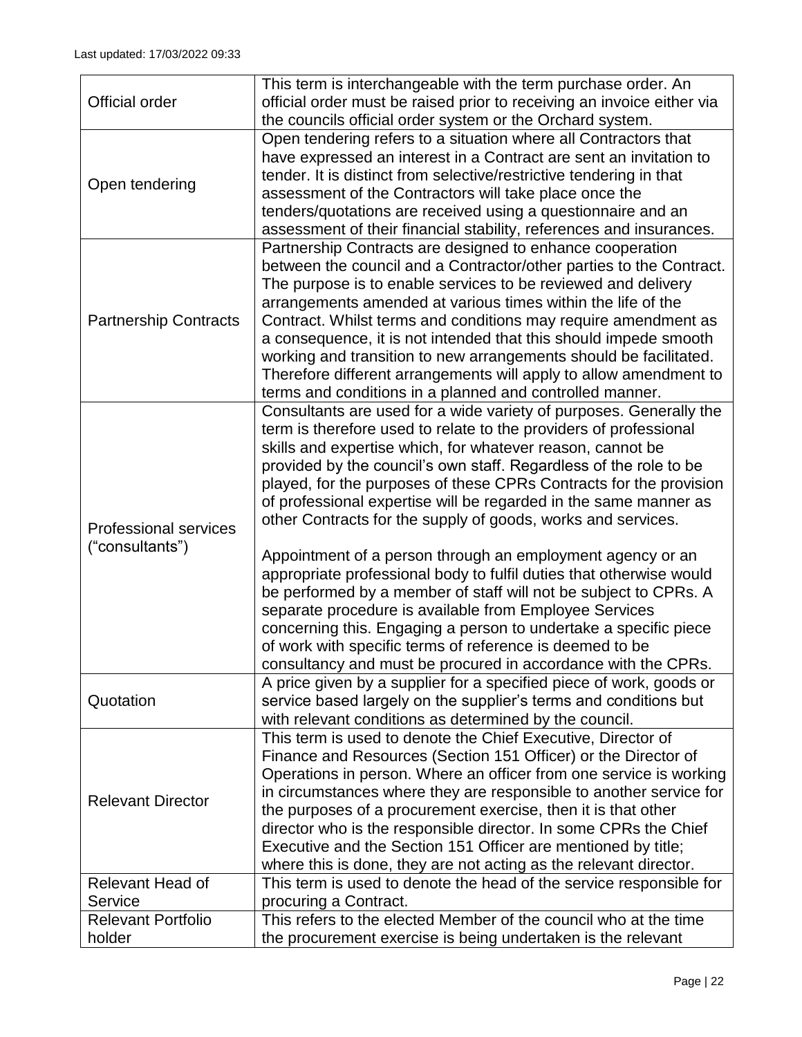Last updated: 17/03/2022 09:33

| | |
|---|---|
| Official order | This term is interchangeable with the term purchase order. An official order must be raised prior to receiving an invoice either via the councils official order system or the Orchard system. |
| Open tendering | Open tendering refers to a situation where all Contractors that have expressed an interest in a Contract are sent an invitation to tender. It is distinct from selective/restrictive tendering in that assessment of the Contractors will take place once the tenders/quotations are received using a questionnaire and an assessment of their financial stability, references and insurances. |
| Partnership Contracts | Partnership Contracts are designed to enhance cooperation between the council and a Contractor/other parties to the Contract. The purpose is to enable services to be reviewed and delivery arrangements amended at various times within the life of the Contract. Whilst terms and conditions may require amendment as a consequence, it is not intended that this should impede smooth working and transition to new arrangements should be facilitated. Therefore different arrangements will apply to allow amendment to terms and conditions in a planned and controlled manner. |
| Professional services ("consultants") | Consultants are used for a wide variety of purposes. Generally the term is therefore used to relate to the providers of professional skills and expertise which, for whatever reason, cannot be provided by the council's own staff. Regardless of the role to be played, for the purposes of these CPRs Contracts for the provision of professional expertise will be regarded in the same manner as other Contracts for the supply of goods, works and services.<br><br>Appointment of a person through an employment agency or an appropriate professional body to fulfil duties that otherwise would be performed by a member of staff will not be subject to CPRs. A separate procedure is available from Employee Services concerning this. Engaging a person to undertake a specific piece of work with specific terms of reference is deemed to be consultancy and must be procured in accordance with the CPRs. |
| Quotation | A price given by a supplier for a specified piece of work, goods or service based largely on the supplier's terms and conditions but with relevant conditions as determined by the council. |
| Relevant Director | This term is used to denote the Chief Executive, Director of Finance and Resources (Section 151 Officer) or the Director of Operations in person. Where an officer from one service is working in circumstances where they are responsible to another service for the purposes of a procurement exercise, then it is that other director who is the responsible director. In some CPRs the Chief Executive and the Section 151 Officer are mentioned by title; where this is done, they are not acting as the relevant director. |
| Relevant Head of Service | This term is used to denote the head of the service responsible for procuring a Contract. |
| Relevant Portfolio holder | This refers to the elected Member of the council who at the time the procurement exercise is being undertaken is the relevant |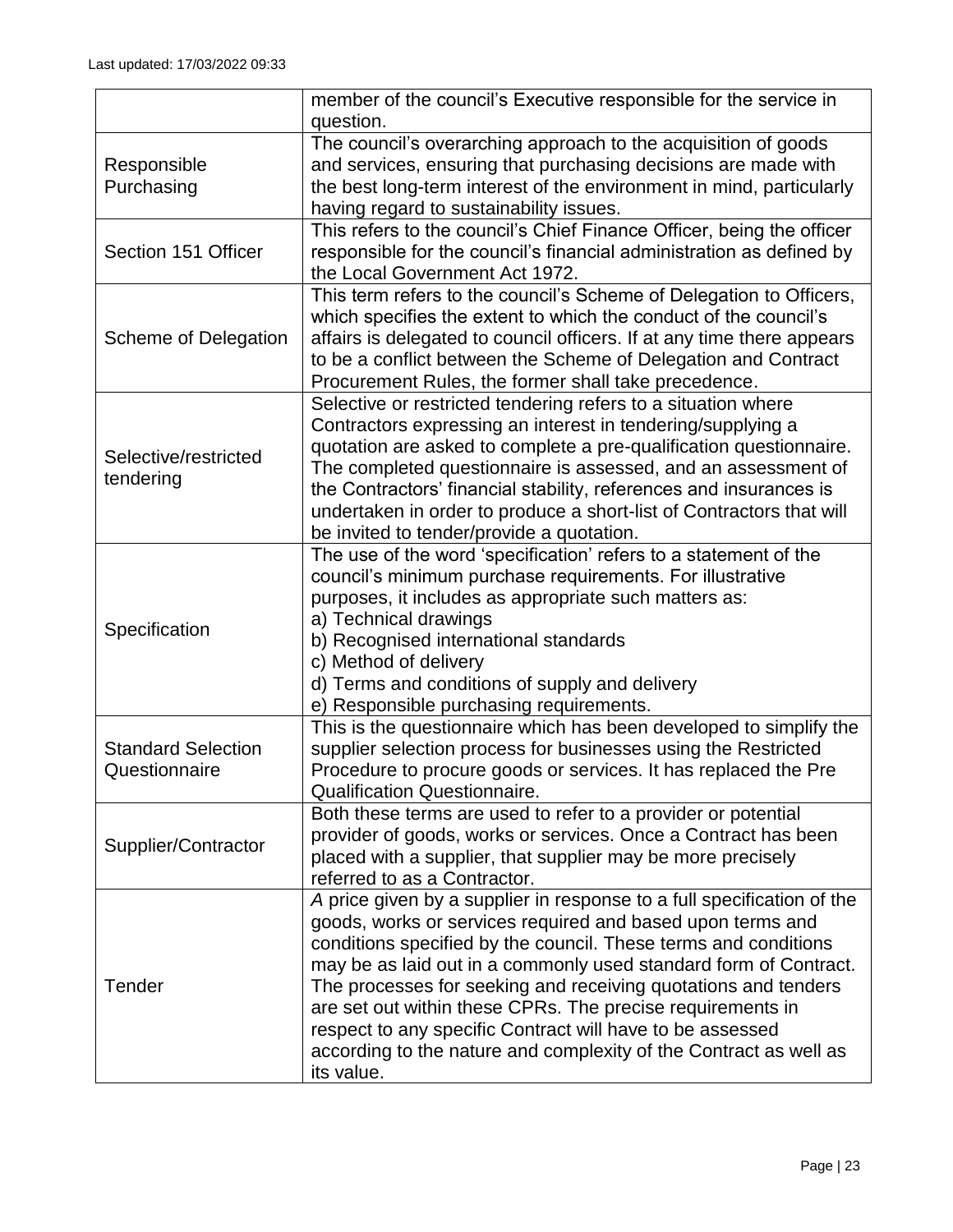Last updated: 17/03/2022 09:33

| | |
|---|---|
| | member of the council's Executive responsible for the service in question. |
| Responsible Purchasing | The council's overarching approach to the acquisition of goods and services, ensuring that purchasing decisions are made with the best long-term interest of the environment in mind, particularly having regard to sustainability issues. |
| Section 151 Officer | This refers to the council's Chief Finance Officer, being the officer responsible for the council's financial administration as defined by the Local Government Act 1972. |
| Scheme of Delegation | This term refers to the council's Scheme of Delegation to Officers, which specifies the extent to which the conduct of the council's affairs is delegated to council officers. If at any time there appears to be a conflict between the Scheme of Delegation and Contract Procurement Rules, the former shall take precedence. |
| Selective/restricted tendering | Selective or restricted tendering refers to a situation where Contractors expressing an interest in tendering/supplying a quotation are asked to complete a pre-qualification questionnaire. The completed questionnaire is assessed, and an assessment of the Contractors' financial stability, references and insurances is undertaken in order to produce a short-list of Contractors that will be invited to tender/provide a quotation. |
| Specification | The use of the word 'specification' refers to a statement of the council's minimum purchase requirements. For illustrative purposes, it includes as appropriate such matters as:<br>a) Technical drawings<br>b) Recognised international standards<br>c) Method of delivery<br>d) Terms and conditions of supply and delivery<br>e) Responsible purchasing requirements. |
| Standard Selection Questionnaire | This is the questionnaire which has been developed to simplify the supplier selection process for businesses using the Restricted Procedure to procure goods or services. It has replaced the Pre Qualification Questionnaire. |
| Supplier/Contractor | Both these terms are used to refer to a provider or potential provider of goods, works or services. Once a Contract has been placed with a supplier, that supplier may be more precisely referred to as a Contractor. |
| Tender | *A* price given by a supplier in response to a full specification of the goods, works or services required and based upon terms and conditions specified by the council. These terms and conditions may be as laid out in a commonly used standard form of Contract. The processes for seeking and receiving quotations and tenders are set out within these CPRs. The precise requirements in respect to any specific Contract will have to be assessed according to the nature and complexity of the Contract as well as its value. |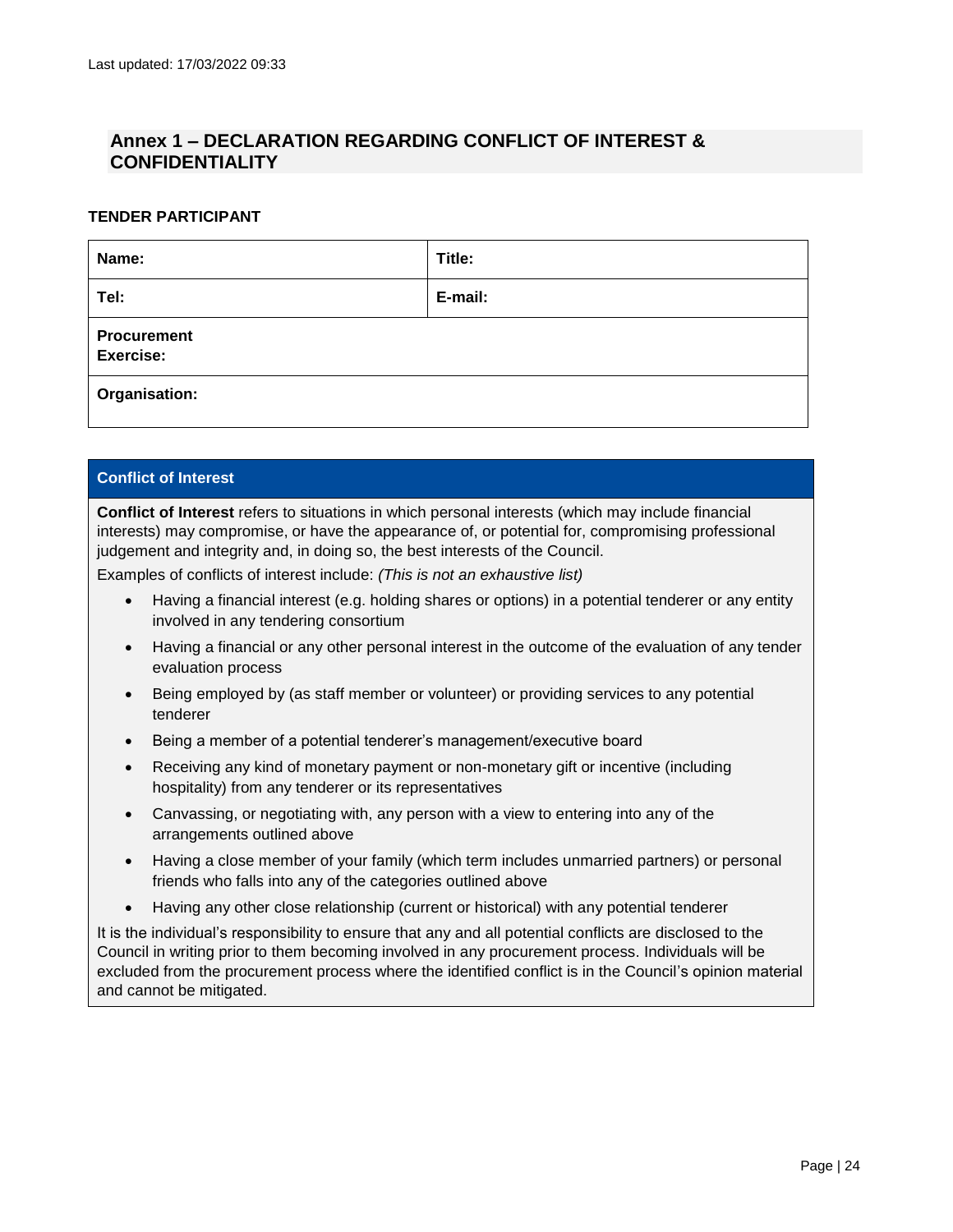Last updated: 17/03/2022 09:33

## Annex 1 – DECLARATION REGARDING CONFLICT OF INTEREST & CONFIDENTIALITY

**TENDER PARTICIPANT**

| **Name:** | **Title:** |
|---|---|
| **Tel:** | **E-mail:** |
| **Procurement Exercise:** | |
| **Organisation:** | |

### Conflict of Interest

**Conflict of Interest** refers to situations in which personal interests (which may include financial interests) may compromise, or have the appearance of, or potential for, compromising professional judgement and integrity and, in doing so, the best interests of the Council.

Examples of conflicts of interest include: *(This is not an exhaustive list)*

- Having a financial interest (e.g. holding shares or options) in a potential tenderer or any entity involved in any tendering consortium
- Having a financial or any other personal interest in the outcome of the evaluation of any tender evaluation process
- Being employed by (as staff member or volunteer) or providing services to any potential tenderer
- Being a member of a potential tenderer's management/executive board
- Receiving any kind of monetary payment or non-monetary gift or incentive (including hospitality) from any tenderer or its representatives
- Canvassing, or negotiating with, any person with a view to entering into any of the arrangements outlined above
- Having a close member of your family (which term includes unmarried partners) or personal friends who falls into any of the categories outlined above
- Having any other close relationship (current or historical) with any potential tenderer

It is the individual's responsibility to ensure that any and all potential conflicts are disclosed to the Council in writing prior to them becoming involved in any procurement process. Individuals will be excluded from the procurement process where the identified conflict is in the Council's opinion material and cannot be mitigated.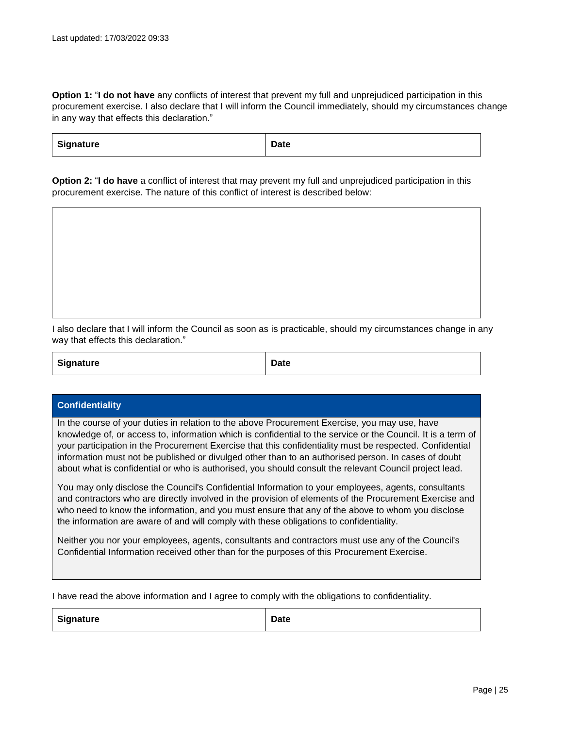Last updated: 17/03/2022 09:33

**Option 1:** "**I do not have** any conflicts of interest that prevent my full and unprejudiced participation in this procurement exercise. I also declare that I will inform the Council immediately, should my circumstances change in any way that effects this declaration."

| | |
|---|---|
| **Signature** | **Date** |

**Option 2:** "**I do have** a conflict of interest that may prevent my full and unprejudiced participation in this procurement exercise. The nature of this conflict of interest is described below:

| |
|---|
| |

I also declare that I will inform the Council as soon as is practicable, should my circumstances change in any way that effects this declaration."

| | |
|---|---|
| **Signature** | **Date** |

| **Confidentiality** |
|---|
| In the course of your duties in relation to the above Procurement Exercise, you may use, have knowledge of, or access to, information which is confidential to the service or the Council. It is a term of your participation in the Procurement Exercise that this confidentiality must be respected. Confidential information must not be published or divulged other than to an authorised person. In cases of doubt about what is confidential or who is authorised, you should consult the relevant Council project lead. |
| You may only disclose the Council's Confidential Information to your employees, agents, consultants and contractors who are directly involved in the provision of elements of the Procurement Exercise and who need to know the information, and you must ensure that any of the above to whom you disclose the information are aware of and will comply with these obligations to confidentiality. |
| Neither you nor your employees, agents, consultants and contractors must use any of the Council's Confidential Information received other than for the purposes of this Procurement Exercise. |

I have read the above information and I agree to comply with the obligations to confidentiality.

| | |
|---|---|
| **Signature** | **Date** |